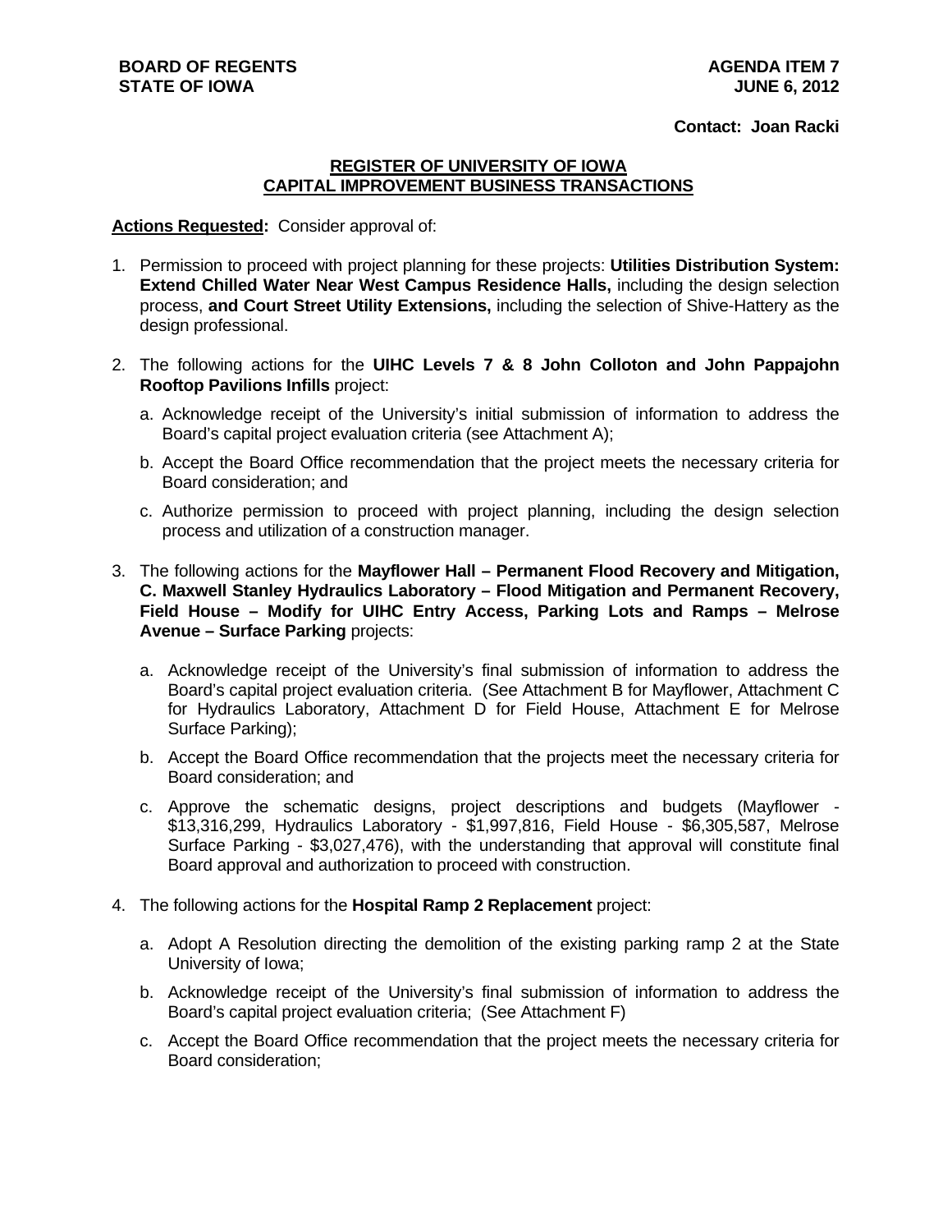**BOARD OF REGENTS**
**STATE OF IOWA**

**AGENDA ITEM 7**
**JUNE 6, 2012**

**Contact: Joan Racki**

## REGISTER OF UNIVERSITY OF IOWA CAPITAL IMPROVEMENT BUSINESS TRANSACTIONS

**Actions Requested:** Consider approval of:

1. Permission to proceed with project planning for these projects: **Utilities Distribution System: Extend Chilled Water Near West Campus Residence Halls,** including the design selection process, **and Court Street Utility Extensions,** including the selection of Shive-Hattery as the design professional.

2. The following actions for the **UIHC Levels 7 & 8 John Colloton and John Pappajohn Rooftop Pavilions Infills** project:

   a. Acknowledge receipt of the University's initial submission of information to address the Board's capital project evaluation criteria (see Attachment A);

   b. Accept the Board Office recommendation that the project meets the necessary criteria for Board consideration; and

   c. Authorize permission to proceed with project planning, including the design selection process and utilization of a construction manager.

3. The following actions for the **Mayflower Hall – Permanent Flood Recovery and Mitigation, C. Maxwell Stanley Hydraulics Laboratory – Flood Mitigation and Permanent Recovery, Field House – Modify for UIHC Entry Access, Parking Lots and Ramps – Melrose Avenue – Surface Parking** projects:

   a. Acknowledge receipt of the University's final submission of information to address the Board's capital project evaluation criteria. (See Attachment B for Mayflower, Attachment C for Hydraulics Laboratory, Attachment D for Field House, Attachment E for Melrose Surface Parking);

   b. Accept the Board Office recommendation that the projects meet the necessary criteria for Board consideration; and

   c. Approve the schematic designs, project descriptions and budgets (Mayflower - $13,316,299, Hydraulics Laboratory - $1,997,816, Field House - $6,305,587, Melrose Surface Parking - $3,027,476), with the understanding that approval will constitute final Board approval and authorization to proceed with construction.

4. The following actions for the **Hospital Ramp 2 Replacement** project:

   a. Adopt A Resolution directing the demolition of the existing parking ramp 2 at the State University of Iowa;

   b. Acknowledge receipt of the University's final submission of information to address the Board's capital project evaluation criteria; (See Attachment F)

   c. Accept the Board Office recommendation that the project meets the necessary criteria for Board consideration;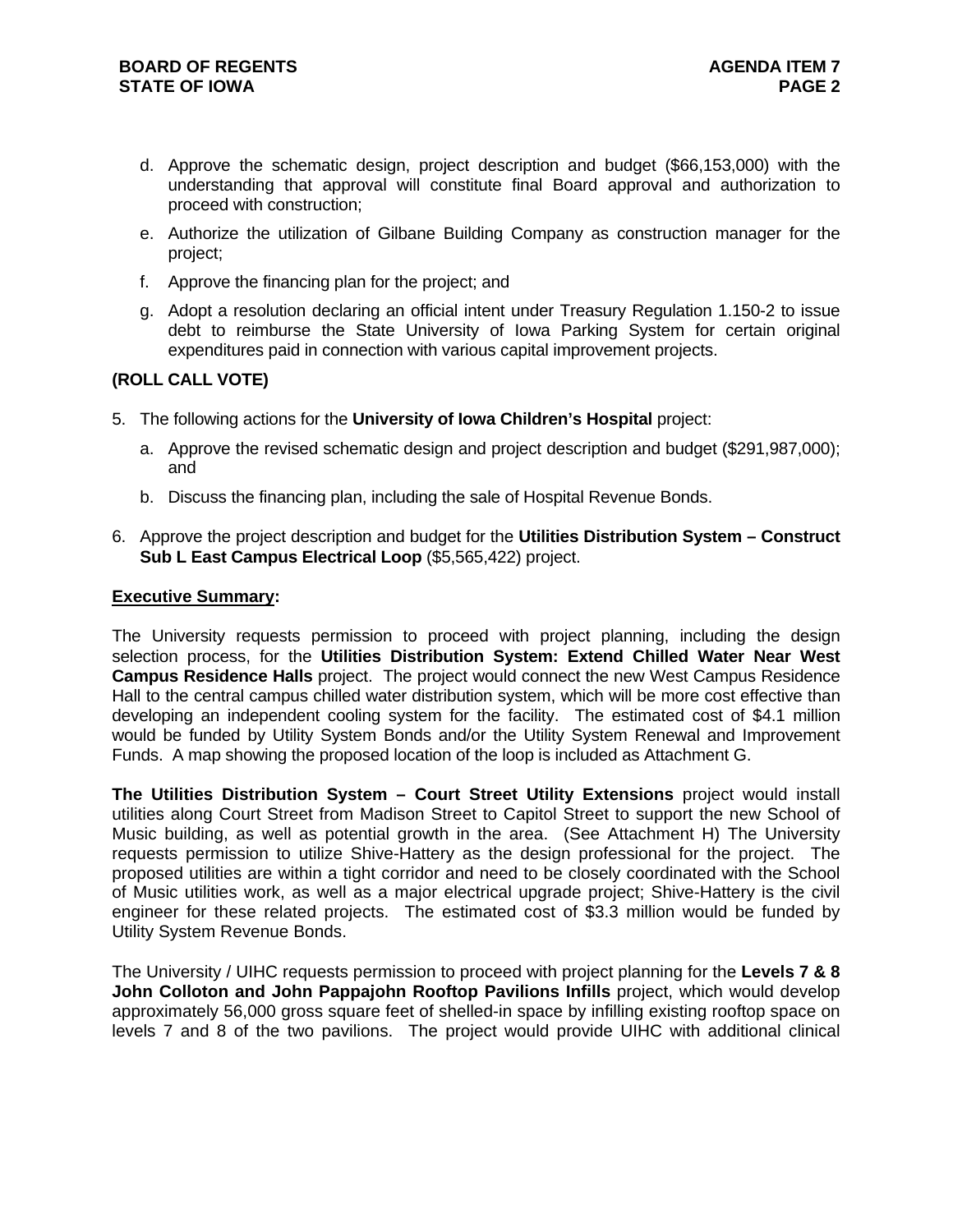d. Approve the schematic design, project description and budget ($66,153,000) with the understanding that approval will constitute final Board approval and authorization to proceed with construction;

e. Authorize the utilization of Gilbane Building Company as construction manager for the project;

f. Approve the financing plan for the project; and

g. Adopt a resolution declaring an official intent under Treasury Regulation 1.150-2 to issue debt to reimburse the State University of Iowa Parking System for certain original expenditures paid in connection with various capital improvement projects.

**(ROLL CALL VOTE)**

5. The following actions for the **University of Iowa Children's Hospital** project:

   a. Approve the revised schematic design and project description and budget ($291,987,000); and

   b. Discuss the financing plan, including the sale of Hospital Revenue Bonds.

6. Approve the project description and budget for the **Utilities Distribution System – Construct Sub L East Campus Electrical Loop** ($5,565,422) project.

**Executive Summary:**

The University requests permission to proceed with project planning, including the design selection process, for the **Utilities Distribution System: Extend Chilled Water Near West Campus Residence Halls** project. The project would connect the new West Campus Residence Hall to the central campus chilled water distribution system, which will be more cost effective than developing an independent cooling system for the facility. The estimated cost of $4.1 million would be funded by Utility System Bonds and/or the Utility System Renewal and Improvement Funds. A map showing the proposed location of the loop is included as Attachment G.

**The Utilities Distribution System – Court Street Utility Extensions** project would install utilities along Court Street from Madison Street to Capitol Street to support the new School of Music building, as well as potential growth in the area. (See Attachment H) The University requests permission to utilize Shive-Hattery as the design professional for the project. The proposed utilities are within a tight corridor and need to be closely coordinated with the School of Music utilities work, as well as a major electrical upgrade project; Shive-Hattery is the civil engineer for these related projects. The estimated cost of $3.3 million would be funded by Utility System Revenue Bonds.

The University / UIHC requests permission to proceed with project planning for the **Levels 7 & 8 John Colloton and John Pappajohn Rooftop Pavilions Infills** project, which would develop approximately 56,000 gross square feet of shelled-in space by infilling existing rooftop space on levels 7 and 8 of the two pavilions. The project would provide UIHC with additional clinical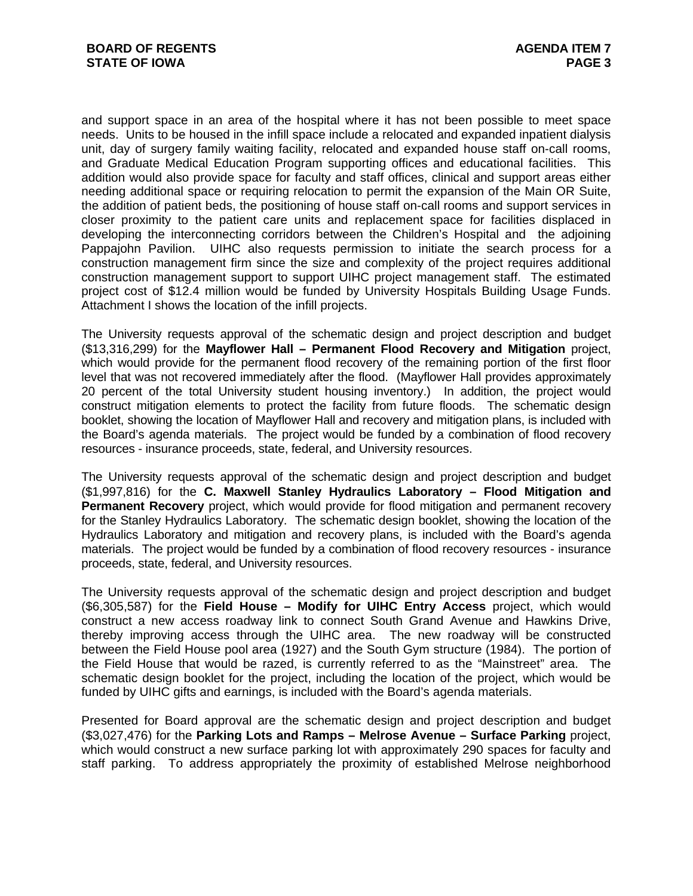and support space in an area of the hospital where it has not been possible to meet space needs. Units to be housed in the infill space include a relocated and expanded inpatient dialysis unit, day of surgery family waiting facility, relocated and expanded house staff on-call rooms, and Graduate Medical Education Program supporting offices and educational facilities. This addition would also provide space for faculty and staff offices, clinical and support areas either needing additional space or requiring relocation to permit the expansion of the Main OR Suite, the addition of patient beds, the positioning of house staff on-call rooms and support services in closer proximity to the patient care units and replacement space for facilities displaced in developing the interconnecting corridors between the Children's Hospital and the adjoining Pappajohn Pavilion. UIHC also requests permission to initiate the search process for a construction management firm since the size and complexity of the project requires additional construction management support to support UIHC project management staff. The estimated project cost of $12.4 million would be funded by University Hospitals Building Usage Funds. Attachment I shows the location of the infill projects.

The University requests approval of the schematic design and project description and budget ($13,316,299) for the **Mayflower Hall – Permanent Flood Recovery and Mitigation** project, which would provide for the permanent flood recovery of the remaining portion of the first floor level that was not recovered immediately after the flood. (Mayflower Hall provides approximately 20 percent of the total University student housing inventory.) In addition, the project would construct mitigation elements to protect the facility from future floods. The schematic design booklet, showing the location of Mayflower Hall and recovery and mitigation plans, is included with the Board's agenda materials. The project would be funded by a combination of flood recovery resources - insurance proceeds, state, federal, and University resources.

The University requests approval of the schematic design and project description and budget ($1,997,816) for the **C. Maxwell Stanley Hydraulics Laboratory – Flood Mitigation and Permanent Recovery** project, which would provide for flood mitigation and permanent recovery for the Stanley Hydraulics Laboratory. The schematic design booklet, showing the location of the Hydraulics Laboratory and mitigation and recovery plans, is included with the Board's agenda materials. The project would be funded by a combination of flood recovery resources - insurance proceeds, state, federal, and University resources.

The University requests approval of the schematic design and project description and budget ($6,305,587) for the **Field House – Modify for UIHC Entry Access** project, which would construct a new access roadway link to connect South Grand Avenue and Hawkins Drive, thereby improving access through the UIHC area. The new roadway will be constructed between the Field House pool area (1927) and the South Gym structure (1984). The portion of the Field House that would be razed, is currently referred to as the "Mainstreet" area. The schematic design booklet for the project, including the location of the project, which would be funded by UIHC gifts and earnings, is included with the Board's agenda materials.

Presented for Board approval are the schematic design and project description and budget ($3,027,476) for the **Parking Lots and Ramps – Melrose Avenue – Surface Parking** project, which would construct a new surface parking lot with approximately 290 spaces for faculty and staff parking. To address appropriately the proximity of established Melrose neighborhood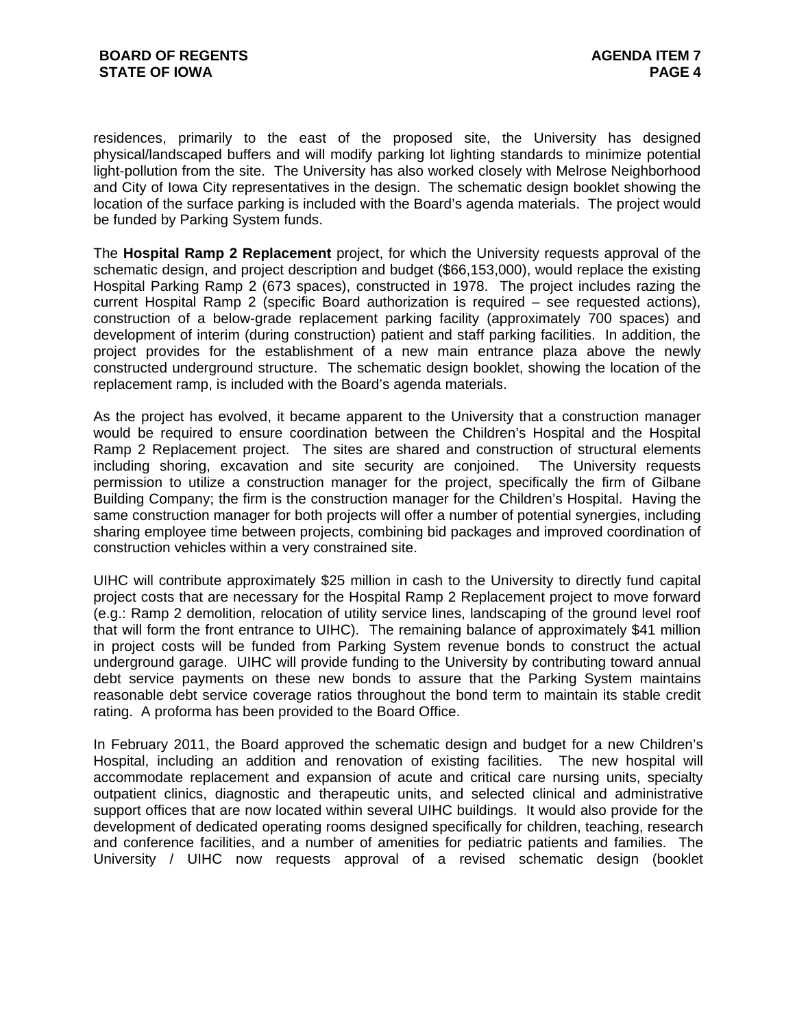residences, primarily to the east of the proposed site, the University has designed physical/landscaped buffers and will modify parking lot lighting standards to minimize potential light-pollution from the site. The University has also worked closely with Melrose Neighborhood and City of Iowa City representatives in the design. The schematic design booklet showing the location of the surface parking is included with the Board's agenda materials. The project would be funded by Parking System funds.

The **Hospital Ramp 2 Replacement** project, for which the University requests approval of the schematic design, and project description and budget ($66,153,000), would replace the existing Hospital Parking Ramp 2 (673 spaces), constructed in 1978. The project includes razing the current Hospital Ramp 2 (specific Board authorization is required – see requested actions), construction of a below-grade replacement parking facility (approximately 700 spaces) and development of interim (during construction) patient and staff parking facilities. In addition, the project provides for the establishment of a new main entrance plaza above the newly constructed underground structure. The schematic design booklet, showing the location of the replacement ramp, is included with the Board's agenda materials.

As the project has evolved, it became apparent to the University that a construction manager would be required to ensure coordination between the Children's Hospital and the Hospital Ramp 2 Replacement project. The sites are shared and construction of structural elements including shoring, excavation and site security are conjoined. The University requests permission to utilize a construction manager for the project, specifically the firm of Gilbane Building Company; the firm is the construction manager for the Children's Hospital. Having the same construction manager for both projects will offer a number of potential synergies, including sharing employee time between projects, combining bid packages and improved coordination of construction vehicles within a very constrained site.

UIHC will contribute approximately $25 million in cash to the University to directly fund capital project costs that are necessary for the Hospital Ramp 2 Replacement project to move forward (e.g.: Ramp 2 demolition, relocation of utility service lines, landscaping of the ground level roof that will form the front entrance to UIHC). The remaining balance of approximately $41 million in project costs will be funded from Parking System revenue bonds to construct the actual underground garage. UIHC will provide funding to the University by contributing toward annual debt service payments on these new bonds to assure that the Parking System maintains reasonable debt service coverage ratios throughout the bond term to maintain its stable credit rating. A proforma has been provided to the Board Office.

In February 2011, the Board approved the schematic design and budget for a new Children's Hospital, including an addition and renovation of existing facilities. The new hospital will accommodate replacement and expansion of acute and critical care nursing units, specialty outpatient clinics, diagnostic and therapeutic units, and selected clinical and administrative support offices that are now located within several UIHC buildings. It would also provide for the development of dedicated operating rooms designed specifically for children, teaching, research and conference facilities, and a number of amenities for pediatric patients and families. The University / UIHC now requests approval of a revised schematic design (booklet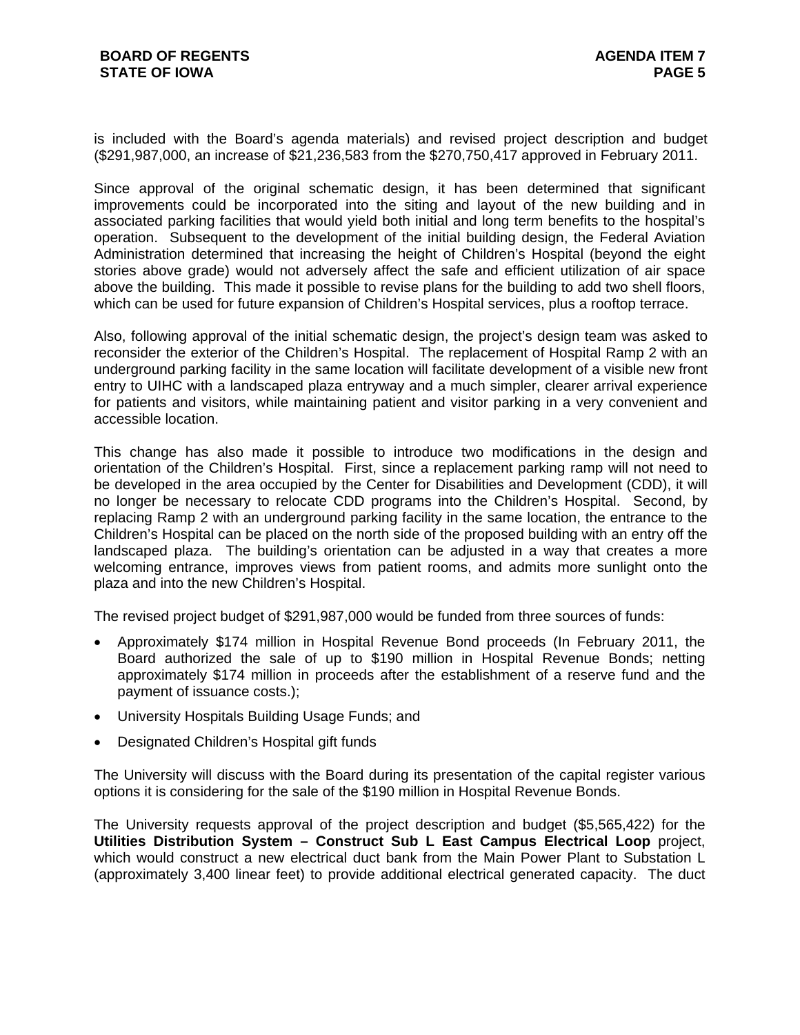is included with the Board's agenda materials) and revised project description and budget ($291,987,000, an increase of $21,236,583 from the $270,750,417 approved in February 2011.

Since approval of the original schematic design, it has been determined that significant improvements could be incorporated into the siting and layout of the new building and in associated parking facilities that would yield both initial and long term benefits to the hospital's operation. Subsequent to the development of the initial building design, the Federal Aviation Administration determined that increasing the height of Children's Hospital (beyond the eight stories above grade) would not adversely affect the safe and efficient utilization of air space above the building. This made it possible to revise plans for the building to add two shell floors, which can be used for future expansion of Children's Hospital services, plus a rooftop terrace.

Also, following approval of the initial schematic design, the project's design team was asked to reconsider the exterior of the Children's Hospital. The replacement of Hospital Ramp 2 with an underground parking facility in the same location will facilitate development of a visible new front entry to UIHC with a landscaped plaza entryway and a much simpler, clearer arrival experience for patients and visitors, while maintaining patient and visitor parking in a very convenient and accessible location.

This change has also made it possible to introduce two modifications in the design and orientation of the Children's Hospital. First, since a replacement parking ramp will not need to be developed in the area occupied by the Center for Disabilities and Development (CDD), it will no longer be necessary to relocate CDD programs into the Children's Hospital. Second, by replacing Ramp 2 with an underground parking facility in the same location, the entrance to the Children's Hospital can be placed on the north side of the proposed building with an entry off the landscaped plaza. The building's orientation can be adjusted in a way that creates a more welcoming entrance, improves views from patient rooms, and admits more sunlight onto the plaza and into the new Children's Hospital.

The revised project budget of $291,987,000 would be funded from three sources of funds:

- Approximately $174 million in Hospital Revenue Bond proceeds (In February 2011, the Board authorized the sale of up to $190 million in Hospital Revenue Bonds; netting approximately $174 million in proceeds after the establishment of a reserve fund and the payment of issuance costs.);
- University Hospitals Building Usage Funds; and
- Designated Children's Hospital gift funds

The University will discuss with the Board during its presentation of the capital register various options it is considering for the sale of the $190 million in Hospital Revenue Bonds.

The University requests approval of the project description and budget ($5,565,422) for the **Utilities Distribution System – Construct Sub L East Campus Electrical Loop** project, which would construct a new electrical duct bank from the Main Power Plant to Substation L (approximately 3,400 linear feet) to provide additional electrical generated capacity. The duct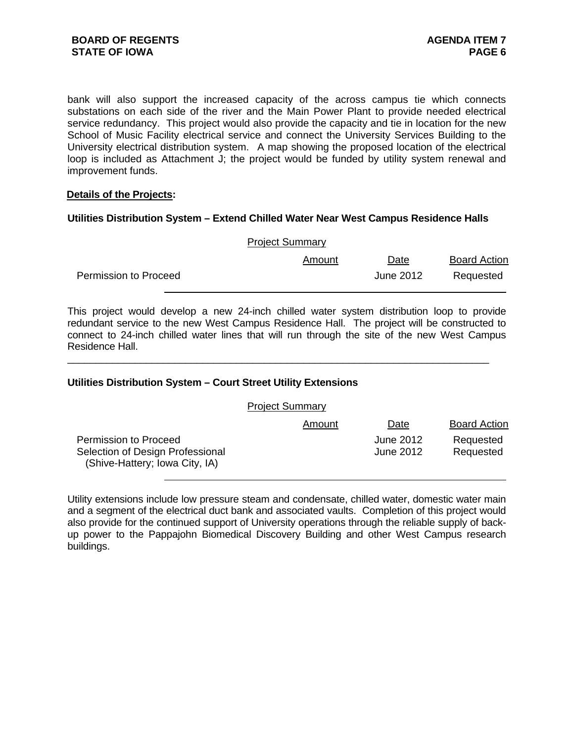bank will also support the increased capacity of the across campus tie which connects substations on each side of the river and the Main Power Plant to provide needed electrical service redundancy. This project would also provide the capacity and tie in location for the new School of Music Facility electrical service and connect the University Services Building to the University electrical distribution system. A map showing the proposed location of the electrical loop is included as Attachment J; the project would be funded by utility system renewal and improvement funds.

**Details of the Projects:**

**Utilities Distribution System – Extend Chilled Water Near West Campus Residence Halls**

Project Summary

| | Amount | Date | Board Action |
|---|---|---|---|
| Permission to Proceed | | June 2012 | Requested |

This project would develop a new 24-inch chilled water system distribution loop to provide redundant service to the new West Campus Residence Hall. The project will be constructed to connect to 24-inch chilled water lines that will run through the site of the new West Campus Residence Hall.

---

**Utilities Distribution System – Court Street Utility Extensions**

Project Summary

| | Amount | Date | Board Action |
|---|---|---|---|
| Permission to Proceed | | June 2012 | Requested |
| Selection of Design Professional (Shive-Hattery; Iowa City, IA) | | June 2012 | Requested |

Utility extensions include low pressure steam and condensate, chilled water, domestic water main and a segment of the electrical duct bank and associated vaults. Completion of this project would also provide for the continued support of University operations through the reliable supply of back-up power to the Pappajohn Biomedical Discovery Building and other West Campus research buildings.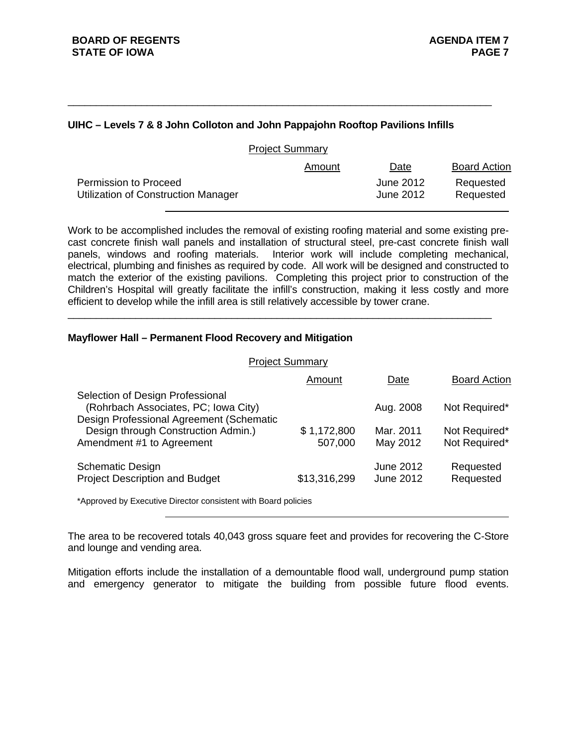## UIHC – Levels 7 & 8 John Colloton and John Pappajohn Rooftop Pavilions Infills

Project Summary

| | Amount | Date | Board Action |
|---|---|---|---|
| Permission to Proceed | | June 2012 | Requested |
| Utilization of Construction Manager | | June 2012 | Requested |

Work to be accomplished includes the removal of existing roofing material and some existing pre-cast concrete finish wall panels and installation of structural steel, pre-cast concrete finish wall panels, windows and roofing materials. Interior work will include completing mechanical, electrical, plumbing and finishes as required by code. All work will be designed and constructed to match the exterior of the existing pavilions. Completing this project prior to construction of the Children's Hospital will greatly facilitate the infill's construction, making it less costly and more efficient to develop while the infill area is still relatively accessible by tower crane.

## Mayflower Hall – Permanent Flood Recovery and Mitigation

Project Summary

| | Amount | Date | Board Action |
|---|---|---|---|
| Selection of Design Professional (Rohrbach Associates, PC; Iowa City) | | Aug. 2008 | Not Required* |
| Design Professional Agreement (Schematic Design through Construction Admin.) | $ 1,172,800 | Mar. 2011 | Not Required* |
| Amendment #1 to Agreement | 507,000 | May 2012 | Not Required* |
| Schematic Design | | June 2012 | Requested |
| Project Description and Budget | $13,316,299 | June 2012 | Requested |

*Approved by Executive Director consistent with Board policies

The area to be recovered totals 40,043 gross square feet and provides for recovering the C-Store and lounge and vending area.

Mitigation efforts include the installation of a demountable flood wall, underground pump station and emergency generator to mitigate the building from possible future flood events.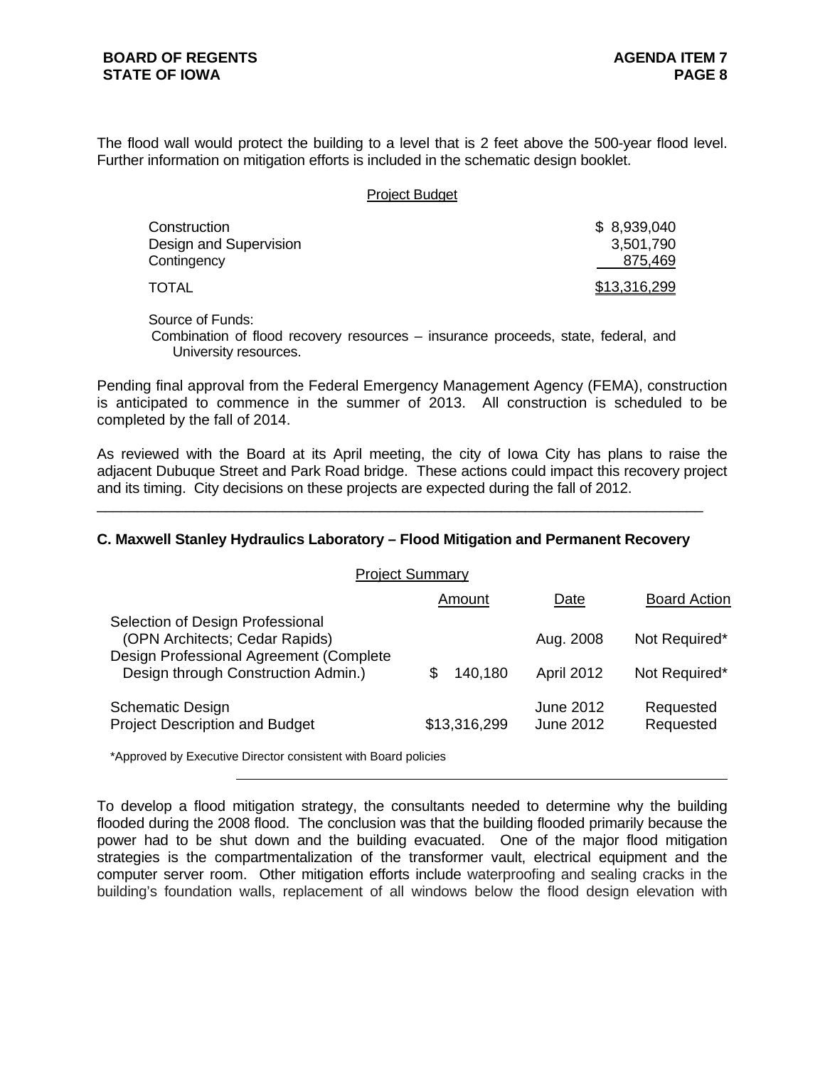The flood wall would protect the building to a level that is 2 feet above the 500-year flood level. Further information on mitigation efforts is included in the schematic design booklet.

Project Budget

| | |
|---|---|
| Construction | $ 8,939,040 |
| Design and Supervision | 3,501,790 |
| Contingency | 875,469 |
| TOTAL | $13,316,299 |

Source of Funds:
Combination of flood recovery resources – insurance proceeds, state, federal, and University resources.

Pending final approval from the Federal Emergency Management Agency (FEMA), construction is anticipated to commence in the summer of 2013. All construction is scheduled to be completed by the fall of 2014.

As reviewed with the Board at its April meeting, the city of Iowa City has plans to raise the adjacent Dubuque Street and Park Road bridge. These actions could impact this recovery project and its timing. City decisions on these projects are expected during the fall of 2012.

---

**C. Maxwell Stanley Hydraulics Laboratory – Flood Mitigation and Permanent Recovery**

Project Summary

| | Amount | Date | Board Action |
|---|---|---|---|
| Selection of Design Professional (OPN Architects; Cedar Rapids) | | Aug. 2008 | Not Required* |
| Design Professional Agreement (Complete Design through Construction Admin.) | $ 140,180 | April 2012 | Not Required* |
| Schematic Design | | June 2012 | Requested |
| Project Description and Budget | $13,316,299 | June 2012 | Requested |

*Approved by Executive Director consistent with Board policies

---

To develop a flood mitigation strategy, the consultants needed to determine why the building flooded during the 2008 flood. The conclusion was that the building flooded primarily because the power had to be shut down and the building evacuated. One of the major flood mitigation strategies is the compartmentalization of the transformer vault, electrical equipment and the computer server room. Other mitigation efforts include waterproofing and sealing cracks in the building's foundation walls, replacement of all windows below the flood design elevation with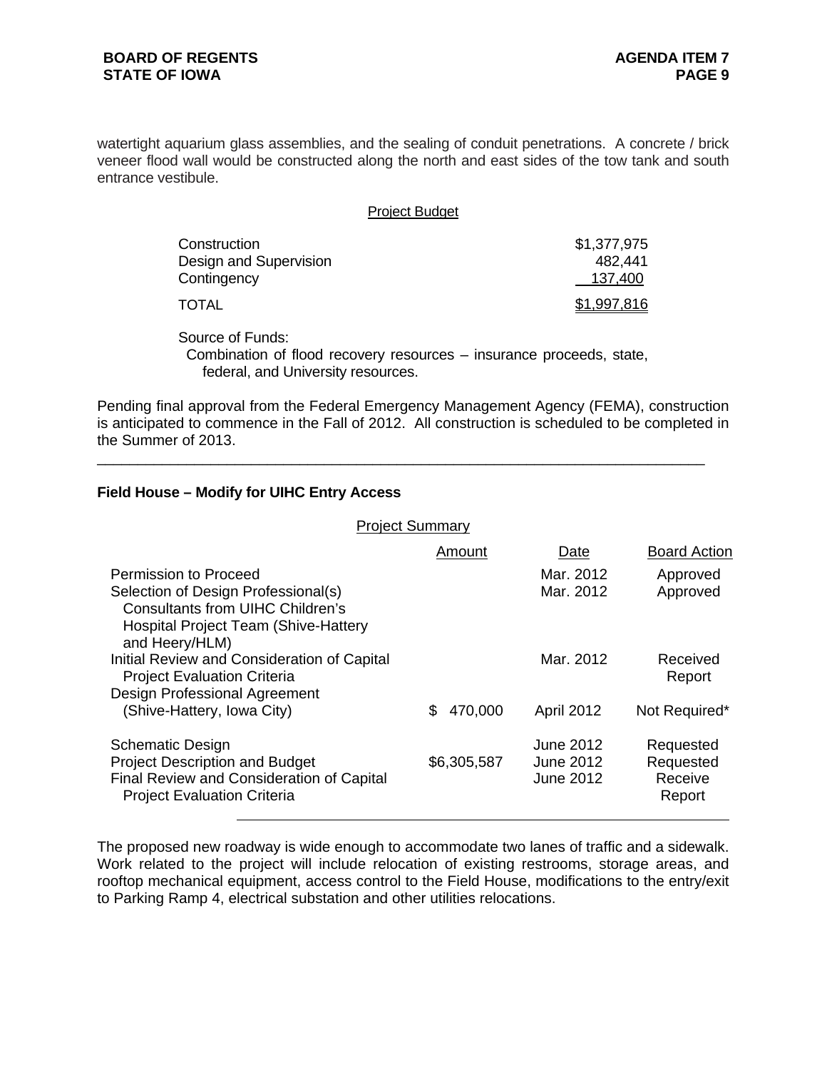watertight aquarium glass assemblies, and the sealing of conduit penetrations. A concrete / brick veneer flood wall would be constructed along the north and east sides of the tow tank and south entrance vestibule.

Project Budget

| | |
|---|---|
| Construction | $1,377,975 |
| Design and Supervision | 482,441 |
| Contingency | 137,400 |
| TOTAL | $1,997,816 |

Source of Funds:
Combination of flood recovery resources – insurance proceeds, state, federal, and University resources.

Pending final approval from the Federal Emergency Management Agency (FEMA), construction is anticipated to commence in the Fall of 2012. All construction is scheduled to be completed in the Summer of 2013.

---

**Field House – Modify for UIHC Entry Access**

Project Summary

| | Amount | Date | Board Action |
|---|---|---|---|
| Permission to Proceed | | Mar. 2012 | Approved |
| Selection of Design Professional(s) Consultants from UIHC Children's Hospital Project Team (Shive-Hattery and Heery/HLM) | | Mar. 2012 | Approved |
| Initial Review and Consideration of Capital Project Evaluation Criteria | | Mar. 2012 | Received Report |
| Design Professional Agreement (Shive-Hattery, Iowa City) | $ 470,000 | April 2012 | Not Required* |
| Schematic Design | | June 2012 | Requested |
| Project Description and Budget | $6,305,587 | June 2012 | Requested |
| Final Review and Consideration of Capital Project Evaluation Criteria | | June 2012 | Receive Report |

The proposed new roadway is wide enough to accommodate two lanes of traffic and a sidewalk. Work related to the project will include relocation of existing restrooms, storage areas, and rooftop mechanical equipment, access control to the Field House, modifications to the entry/exit to Parking Ramp 4, electrical substation and other utilities relocations.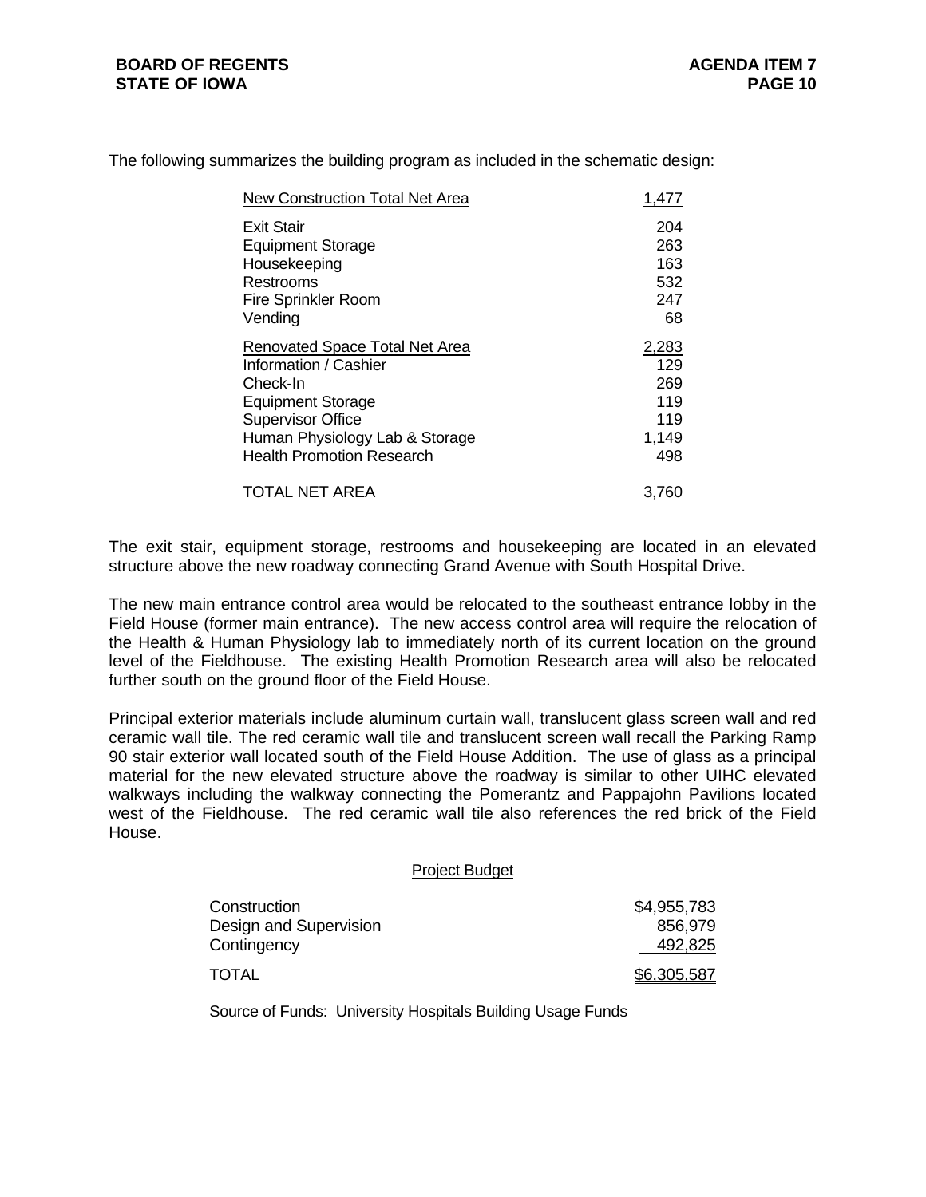The following summarizes the building program as included in the schematic design:

| | |
|---|---|
| New Construction Total Net Area | 1,477 |
| Exit Stair | 204 |
| Equipment Storage | 263 |
| Housekeeping | 163 |
| Restrooms | 532 |
| Fire Sprinkler Room | 247 |
| Vending | 68 |
| Renovated Space Total Net Area | 2,283 |
| Information / Cashier | 129 |
| Check-In | 269 |
| Equipment Storage | 119 |
| Supervisor Office | 119 |
| Human Physiology Lab & Storage | 1,149 |
| Health Promotion Research | 498 |
| TOTAL NET AREA | 3,760 |

The exit stair, equipment storage, restrooms and housekeeping are located in an elevated structure above the new roadway connecting Grand Avenue with South Hospital Drive.

The new main entrance control area would be relocated to the southeast entrance lobby in the Field House (former main entrance). The new access control area will require the relocation of the Health & Human Physiology lab to immediately north of its current location on the ground level of the Fieldhouse. The existing Health Promotion Research area will also be relocated further south on the ground floor of the Field House.

Principal exterior materials include aluminum curtain wall, translucent glass screen wall and red ceramic wall tile. The red ceramic wall tile and translucent screen wall recall the Parking Ramp 90 stair exterior wall located south of the Field House Addition. The use of glass as a principal material for the new elevated structure above the roadway is similar to other UIHC elevated walkways including the walkway connecting the Pomerantz and Pappajohn Pavilions located west of the Fieldhouse. The red ceramic wall tile also references the red brick of the Field House.

Project Budget

| | |
|---|---|
| Construction | $4,955,783 |
| Design and Supervision | 856,979 |
| Contingency | 492,825 |
| TOTAL | $6,305,587 |

Source of Funds: University Hospitals Building Usage Funds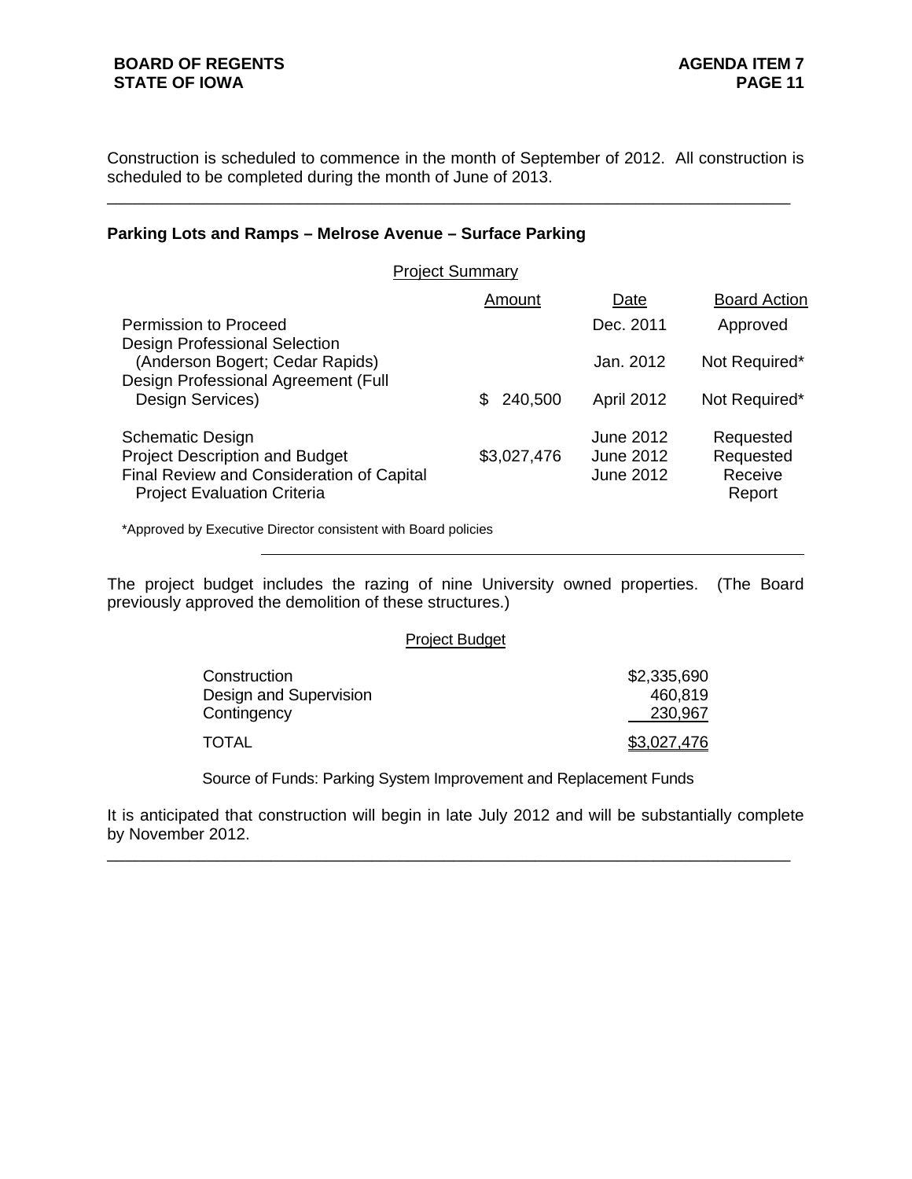Construction is scheduled to commence in the month of September of 2012. All construction is scheduled to be completed during the month of June of 2013.

---

### Parking Lots and Ramps – Melrose Avenue – Surface Parking

Project Summary

| | Amount | Date | Board Action |
|---|---|---|---|
| Permission to Proceed | | Dec. 2011 | Approved |
| Design Professional Selection (Anderson Bogert; Cedar Rapids) | | Jan. 2012 | Not Required* |
| Design Professional Agreement (Full Design Services) | $ 240,500 | April 2012 | Not Required* |
| Schematic Design | | June 2012 | Requested |
| Project Description and Budget | $3,027,476 | June 2012 | Requested |
| Final Review and Consideration of Capital Project Evaluation Criteria | | June 2012 | Receive Report |

*Approved by Executive Director consistent with Board policies

---

The project budget includes the razing of nine University owned properties. (The Board previously approved the demolition of these structures.)

Project Budget

| | |
|---|---|
| Construction | $2,335,690 |
| Design and Supervision | 460,819 |
| Contingency | 230,967 |
| TOTAL | $3,027,476 |

Source of Funds: Parking System Improvement and Replacement Funds

It is anticipated that construction will begin in late July 2012 and will be substantially complete by November 2012.

---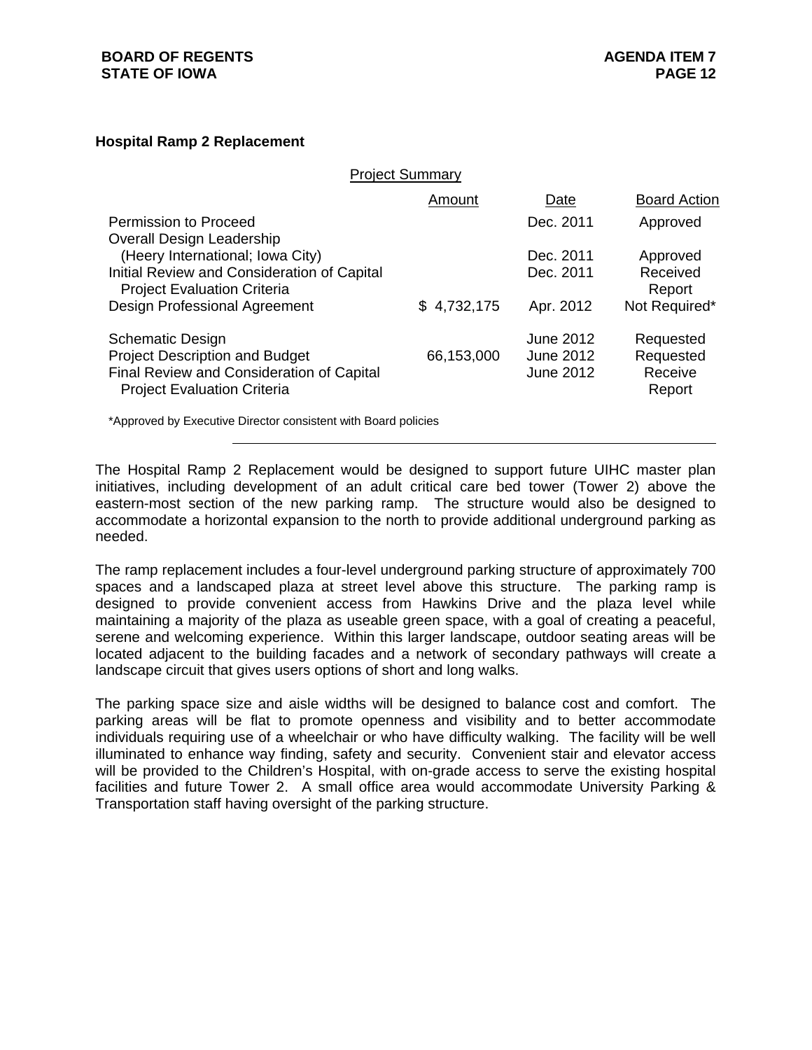### Hospital Ramp 2 Replacement

Project Summary

| | Amount | Date | Board Action |
|---|---|---|---|
| Permission to Proceed | | Dec. 2011 | Approved |
| Overall Design Leadership (Heery International; Iowa City) | | Dec. 2011 | Approved |
| Initial Review and Consideration of Capital Project Evaluation Criteria | | Dec. 2011 | Received Report |
| Design Professional Agreement | $ 4,732,175 | Apr. 2012 | Not Required* |
| Schematic Design | | June 2012 | Requested |
| Project Description and Budget | 66,153,000 | June 2012 | Requested |
| Final Review and Consideration of Capital Project Evaluation Criteria | | June 2012 | Receive Report |

*Approved by Executive Director consistent with Board policies

---

The Hospital Ramp 2 Replacement would be designed to support future UIHC master plan initiatives, including development of an adult critical care bed tower (Tower 2) above the eastern-most section of the new parking ramp. The structure would also be designed to accommodate a horizontal expansion to the north to provide additional underground parking as needed.

The ramp replacement includes a four-level underground parking structure of approximately 700 spaces and a landscaped plaza at street level above this structure. The parking ramp is designed to provide convenient access from Hawkins Drive and the plaza level while maintaining a majority of the plaza as useable green space, with a goal of creating a peaceful, serene and welcoming experience. Within this larger landscape, outdoor seating areas will be located adjacent to the building facades and a network of secondary pathways will create a landscape circuit that gives users options of short and long walks.

The parking space size and aisle widths will be designed to balance cost and comfort. The parking areas will be flat to promote openness and visibility and to better accommodate individuals requiring use of a wheelchair or who have difficulty walking. The facility will be well illuminated to enhance way finding, safety and security. Convenient stair and elevator access will be provided to the Children's Hospital, with on-grade access to serve the existing hospital facilities and future Tower 2. A small office area would accommodate University Parking & Transportation staff having oversight of the parking structure.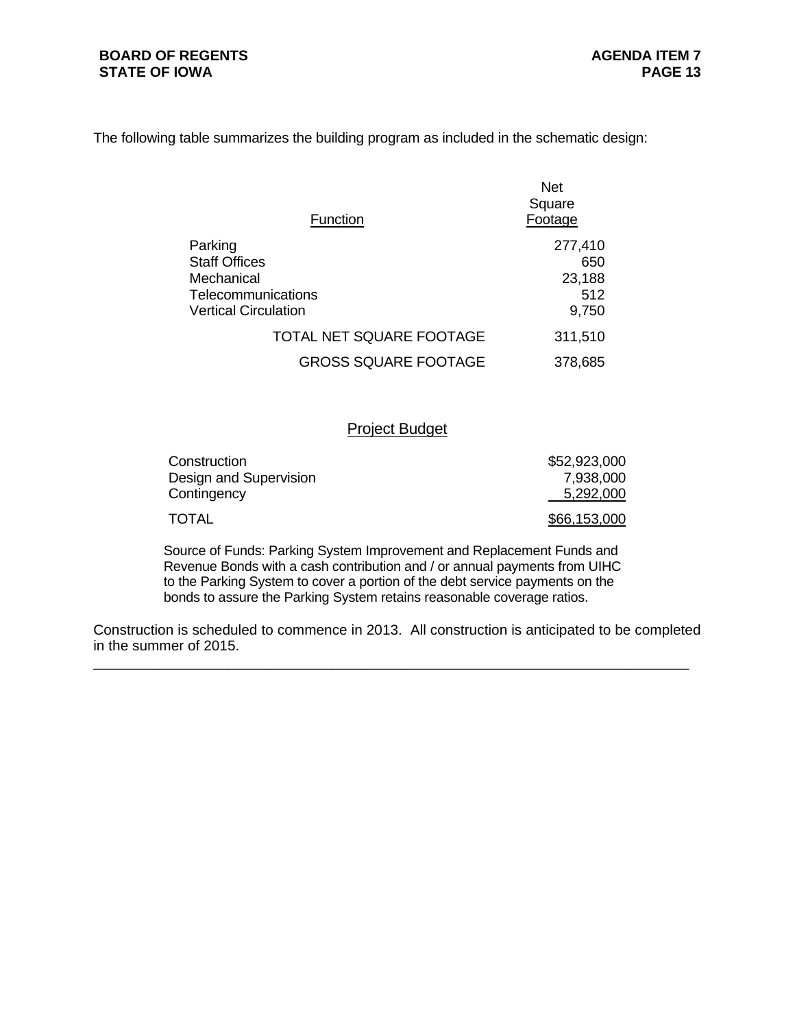The following table summarizes the building program as included in the schematic design:

| Function | Net Square Footage |
|---|---|
| Parking | 277,410 |
| Staff Offices | 650 |
| Mechanical | 23,188 |
| Telecommunications | 512 |
| Vertical Circulation | 9,750 |
| TOTAL NET SQUARE FOOTAGE | 311,510 |
| GROSS SQUARE FOOTAGE | 378,685 |

## Project Budget

| | |
|---|---|
| Construction | $52,923,000 |
| Design and Supervision | 7,938,000 |
| Contingency | 5,292,000 |
| TOTAL | $66,153,000 |

Source of Funds: Parking System Improvement and Replacement Funds and Revenue Bonds with a cash contribution and / or annual payments from UIHC to the Parking System to cover a portion of the debt service payments on the bonds to assure the Parking System retains reasonable coverage ratios.

Construction is scheduled to commence in 2013. All construction is anticipated to be completed in the summer of 2015.

---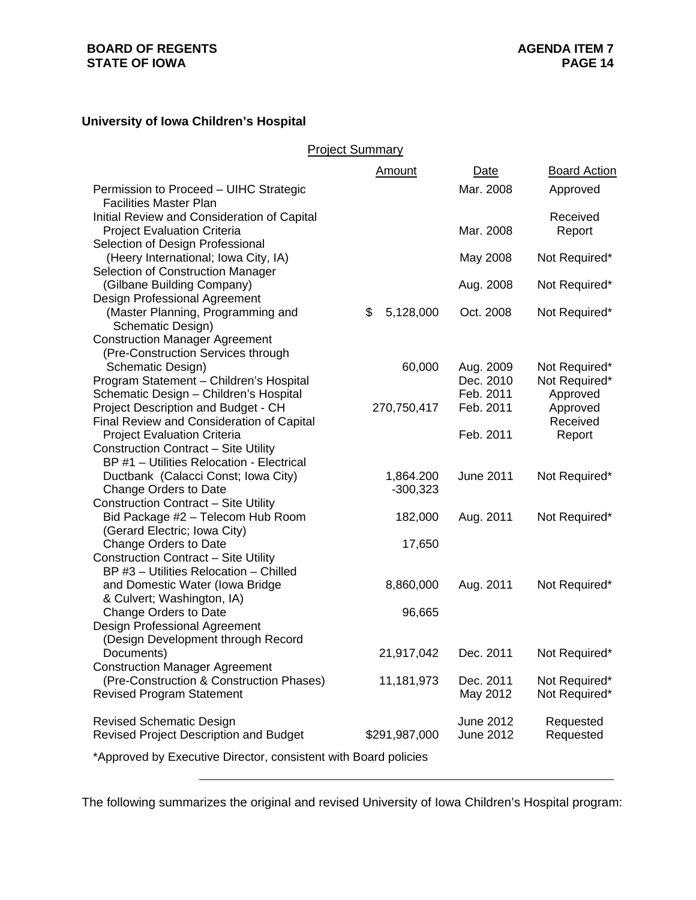**University of Iowa Children's Hospital**

Project Summary

| | Amount | Date | Board Action |
|---|---|---|---|
| Permission to Proceed – UIHC Strategic Facilities Master Plan | | Mar. 2008 | Approved |
| Initial Review and Consideration of Capital Project Evaluation Criteria | | Mar. 2008 | Received Report |
| Selection of Design Professional (Heery International; Iowa City, IA) | | May 2008 | Not Required* |
| Selection of Construction Manager (Gilbane Building Company) | | Aug. 2008 | Not Required* |
| Design Professional Agreement (Master Planning, Programming and Schematic Design) | $ 5,128,000 | Oct. 2008 | Not Required* |
| Construction Manager Agreement (Pre-Construction Services through Schematic Design) | 60,000 | Aug. 2009 | Not Required* |
| Program Statement – Children's Hospital | | Dec. 2010 | Not Required* |
| Schematic Design – Children's Hospital | | Feb. 2011 | Approved |
| Project Description and Budget - CH | 270,750,417 | Feb. 2011 | Approved |
| Final Review and Consideration of Capital Project Evaluation Criteria | | Feb. 2011 | Received Report |
| Construction Contract – Site Utility BP #1 – Utilities Relocation - Electrical Ductbank (Calacci Const; Iowa City) | 1,864.200 | June 2011 | Not Required* |
| Change Orders to Date | -300,323 | | |
| Construction Contract – Site Utility Bid Package #2 – Telecom Hub Room (Gerard Electric; Iowa City) | 182,000 | Aug. 2011 | Not Required* |
| Change Orders to Date | 17,650 | | |
| Construction Contract – Site Utility BP #3 – Utilities Relocation – Chilled and Domestic Water (Iowa Bridge & Culvert; Washington, IA) | 8,860,000 | Aug. 2011 | Not Required* |
| Change Orders to Date | 96,665 | | |
| Design Professional Agreement (Design Development through Record Documents) | 21,917,042 | Dec. 2011 | Not Required* |
| Construction Manager Agreement (Pre-Construction & Construction Phases) | 11,181,973 | Dec. 2011 | Not Required* |
| Revised Program Statement | | May 2012 | Not Required* |
| Revised Schematic Design | | June 2012 | Requested |
| Revised Project Description and Budget | $291,987,000 | June 2012 | Requested |

*Approved by Executive Director, consistent with Board policies

---

The following summarizes the original and revised University of Iowa Children's Hospital program: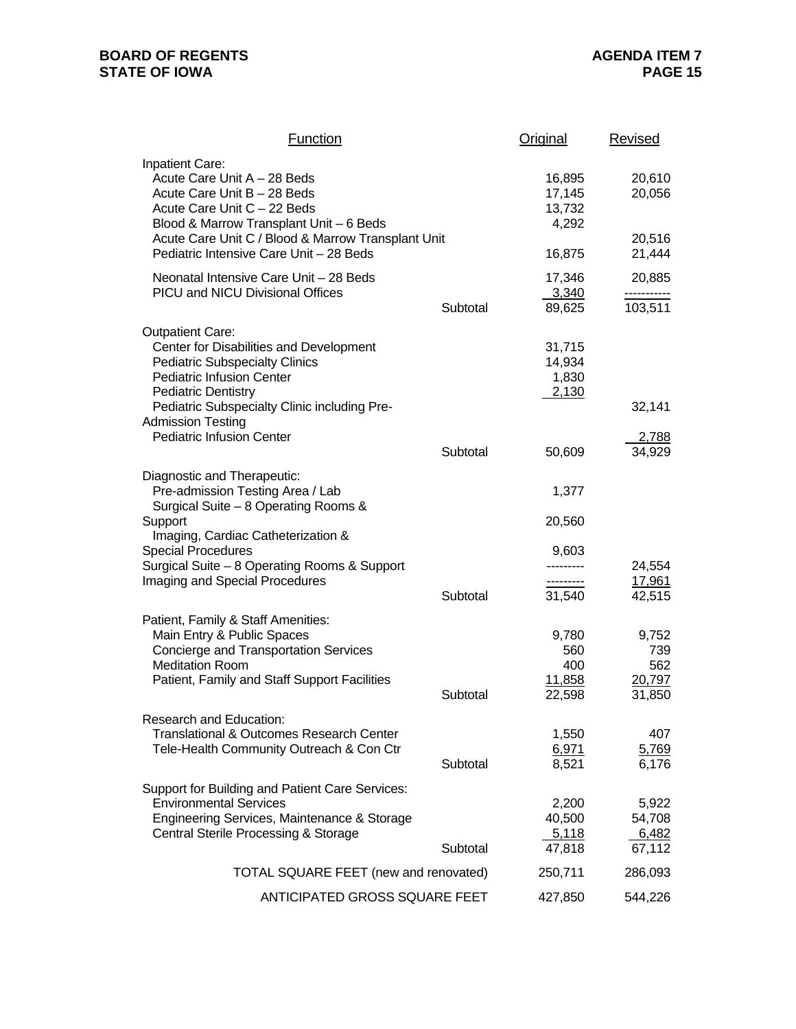| Function | | Original | Revised |
|---|---|---|---|
| **Inpatient Care:** | | | |
| Acute Care Unit A – 28 Beds | | 16,895 | 20,610 |
| Acute Care Unit B – 28 Beds | | 17,145 | 20,056 |
| Acute Care Unit C – 22 Beds | | 13,732 | |
| Blood & Marrow Transplant Unit – 6 Beds | | 4,292 | |
| Acute Care Unit C / Blood & Marrow Transplant Unit | | | 20,516 |
| Pediatric Intensive Care Unit – 28 Beds | | 16,875 | 21,444 |
| Neonatal Intensive Care Unit – 28 Beds | | 17,346 | 20,885 |
| PICU and NICU Divisional Offices | | 3,340 | ----------- |
| | Subtotal | 89,625 | 103,511 |
| **Outpatient Care:** | | | |
| Center for Disabilities and Development | | 31,715 | |
| Pediatric Subspecialty Clinics | | 14,934 | |
| Pediatric Infusion Center | | 1,830 | |
| Pediatric Dentistry | | 2,130 | |
| Pediatric Subspecialty Clinic including Pre-Admission Testing | | | 32,141 |
| Pediatric Infusion Center | | | 2,788 |
| | Subtotal | 50,609 | 34,929 |
| **Diagnostic and Therapeutic:** | | | |
| Pre-admission Testing Area / Lab | | 1,377 | |
| Surgical Suite – 8 Operating Rooms & Support | | 20,560 | |
| Imaging, Cardiac Catheterization & Special Procedures | | 9,603 | |
| Surgical Suite – 8 Operating Rooms & Support | | --------- | 24,554 |
| Imaging and Special Procedures | | --------- | 17,961 |
| | Subtotal | 31,540 | 42,515 |
| **Patient, Family & Staff Amenities:** | | | |
| Main Entry & Public Spaces | | 9,780 | 9,752 |
| Concierge and Transportation Services | | 560 | 739 |
| Meditation Room | | 400 | 562 |
| Patient, Family and Staff Support Facilities | | 11,858 | 20,797 |
| | Subtotal | 22,598 | 31,850 |
| **Research and Education:** | | | |
| Translational & Outcomes Research Center | | 1,550 | 407 |
| Tele-Health Community Outreach & Con Ctr | | 6,971 | 5,769 |
| | Subtotal | 8,521 | 6,176 |
| **Support for Building and Patient Care Services:** | | | |
| Environmental Services | | 2,200 | 5,922 |
| Engineering Services, Maintenance & Storage | | 40,500 | 54,708 |
| Central Sterile Processing & Storage | | 5,118 | 6,482 |
| | Subtotal | 47,818 | 67,112 |
| TOTAL SQUARE FEET (new and renovated) | | 250,711 | 286,093 |
| ANTICIPATED GROSS SQUARE FEET | | 427,850 | 544,226 |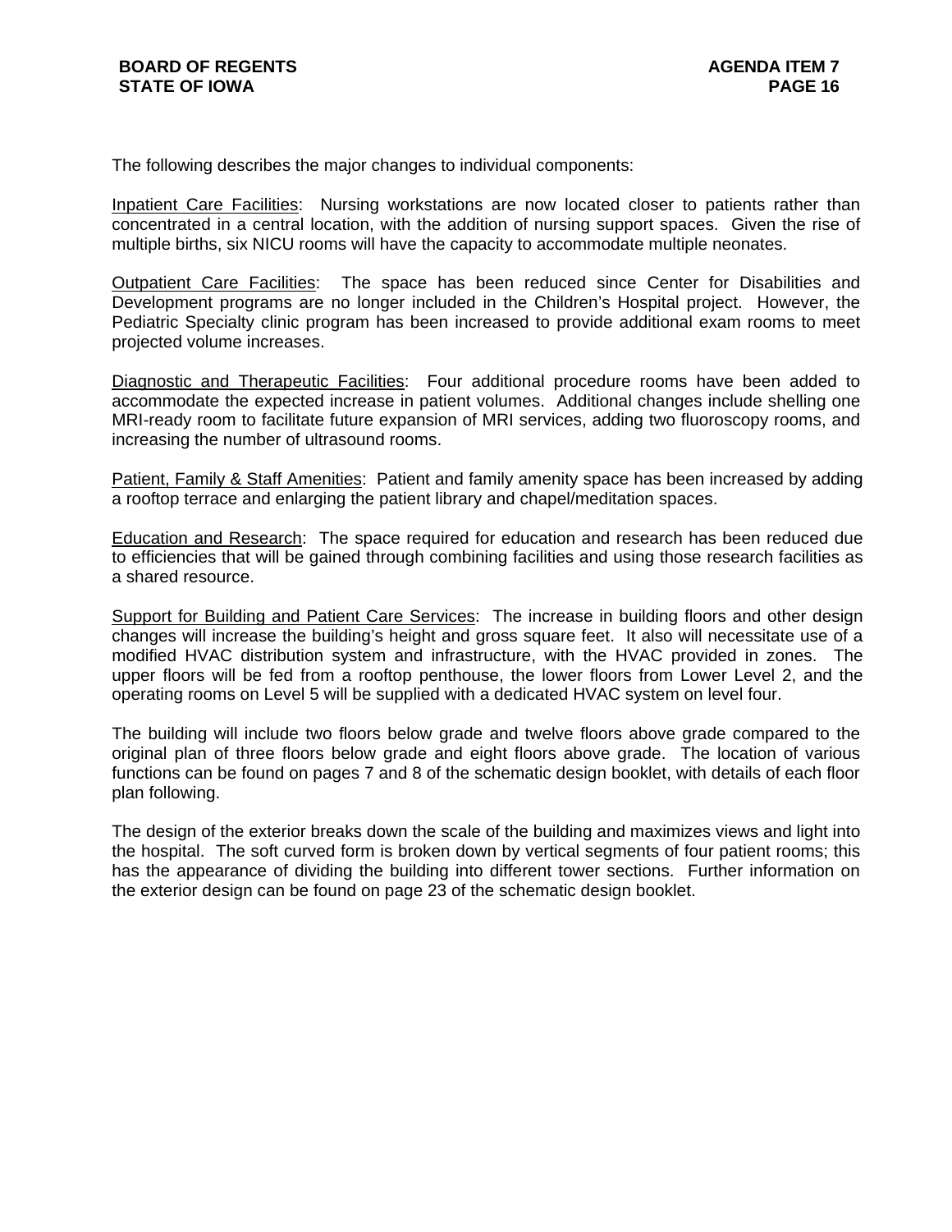The following describes the major changes to individual components:

Inpatient Care Facilities: Nursing workstations are now located closer to patients rather than concentrated in a central location, with the addition of nursing support spaces. Given the rise of multiple births, six NICU rooms will have the capacity to accommodate multiple neonates.

Outpatient Care Facilities: The space has been reduced since Center for Disabilities and Development programs are no longer included in the Children's Hospital project. However, the Pediatric Specialty clinic program has been increased to provide additional exam rooms to meet projected volume increases.

Diagnostic and Therapeutic Facilities: Four additional procedure rooms have been added to accommodate the expected increase in patient volumes. Additional changes include shelling one MRI-ready room to facilitate future expansion of MRI services, adding two fluoroscopy rooms, and increasing the number of ultrasound rooms.

Patient, Family & Staff Amenities: Patient and family amenity space has been increased by adding a rooftop terrace and enlarging the patient library and chapel/meditation spaces.

Education and Research: The space required for education and research has been reduced due to efficiencies that will be gained through combining facilities and using those research facilities as a shared resource.

Support for Building and Patient Care Services: The increase in building floors and other design changes will increase the building's height and gross square feet. It also will necessitate use of a modified HVAC distribution system and infrastructure, with the HVAC provided in zones. The upper floors will be fed from a rooftop penthouse, the lower floors from Lower Level 2, and the operating rooms on Level 5 will be supplied with a dedicated HVAC system on level four.

The building will include two floors below grade and twelve floors above grade compared to the original plan of three floors below grade and eight floors above grade. The location of various functions can be found on pages 7 and 8 of the schematic design booklet, with details of each floor plan following.

The design of the exterior breaks down the scale of the building and maximizes views and light into the hospital. The soft curved form is broken down by vertical segments of four patient rooms; this has the appearance of dividing the building into different tower sections. Further information on the exterior design can be found on page 23 of the schematic design booklet.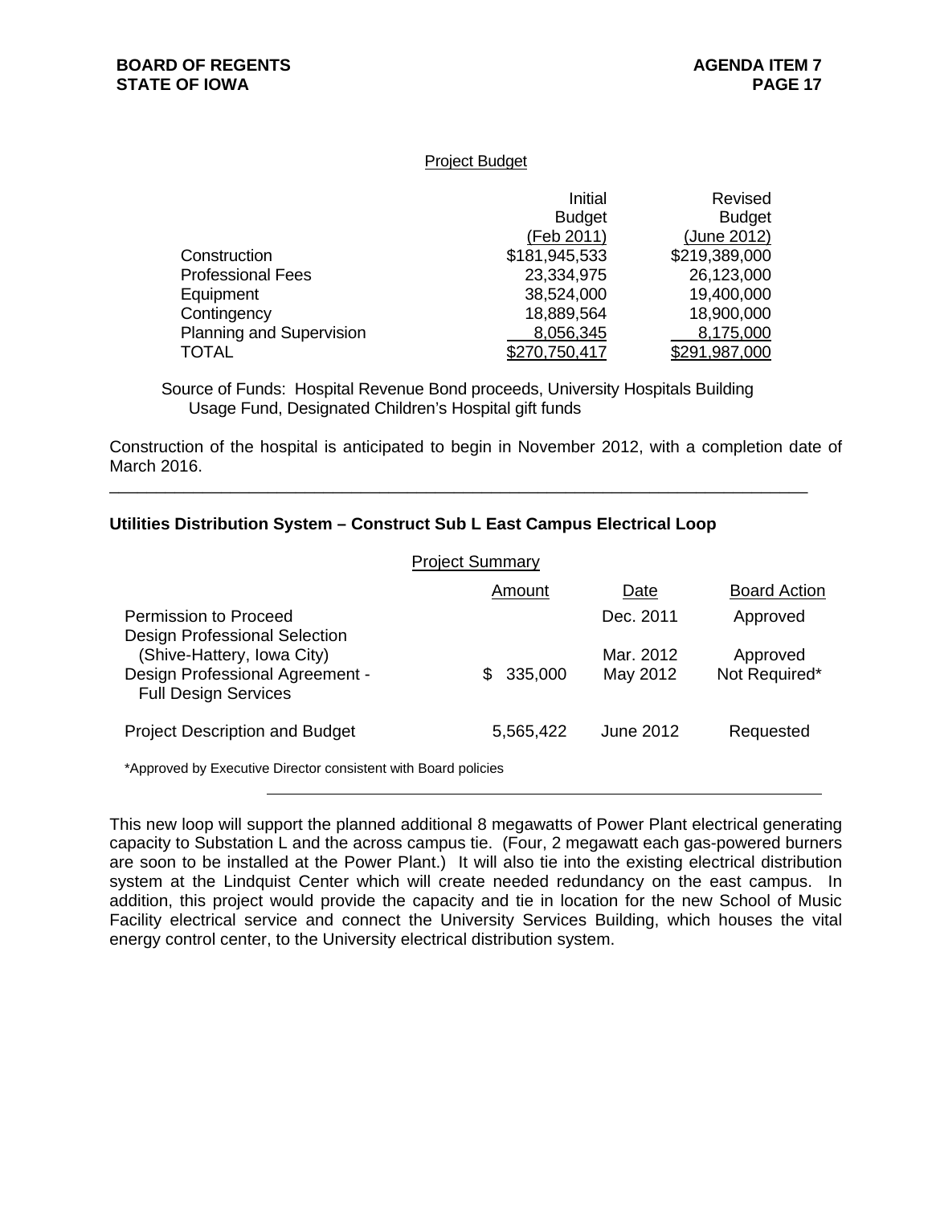Project Budget

| | Initial Budget (Feb 2011) | Revised Budget (June 2012) |
|---|---|---|
| Construction | $181,945,533 | $219,389,000 |
| Professional Fees | 23,334,975 | 26,123,000 |
| Equipment | 38,524,000 | 19,400,000 |
| Contingency | 18,889,564 | 18,900,000 |
| Planning and Supervision | 8,056,345 | 8,175,000 |
| TOTAL | $270,750,417 | $291,987,000 |

Source of Funds: Hospital Revenue Bond proceeds, University Hospitals Building Usage Fund, Designated Children's Hospital gift funds

Construction of the hospital is anticipated to begin in November 2012, with a completion date of March 2016.

---

**Utilities Distribution System – Construct Sub L East Campus Electrical Loop**

Project Summary

| | Amount | Date | Board Action |
|---|---|---|---|
| Permission to Proceed | | Dec. 2011 | Approved |
| Design Professional Selection (Shive-Hattery, Iowa City) | | Mar. 2012 | Approved |
| Design Professional Agreement - Full Design Services | $ 335,000 | May 2012 | Not Required* |
| Project Description and Budget | 5,565,422 | June 2012 | Requested |

*Approved by Executive Director consistent with Board policies

This new loop will support the planned additional 8 megawatts of Power Plant electrical generating capacity to Substation L and the across campus tie. (Four, 2 megawatt each gas-powered burners are soon to be installed at the Power Plant.) It will also tie into the existing electrical distribution system at the Lindquist Center which will create needed redundancy on the east campus. In addition, this project would provide the capacity and tie in location for the new School of Music Facility electrical service and connect the University Services Building, which houses the vital energy control center, to the University electrical distribution system.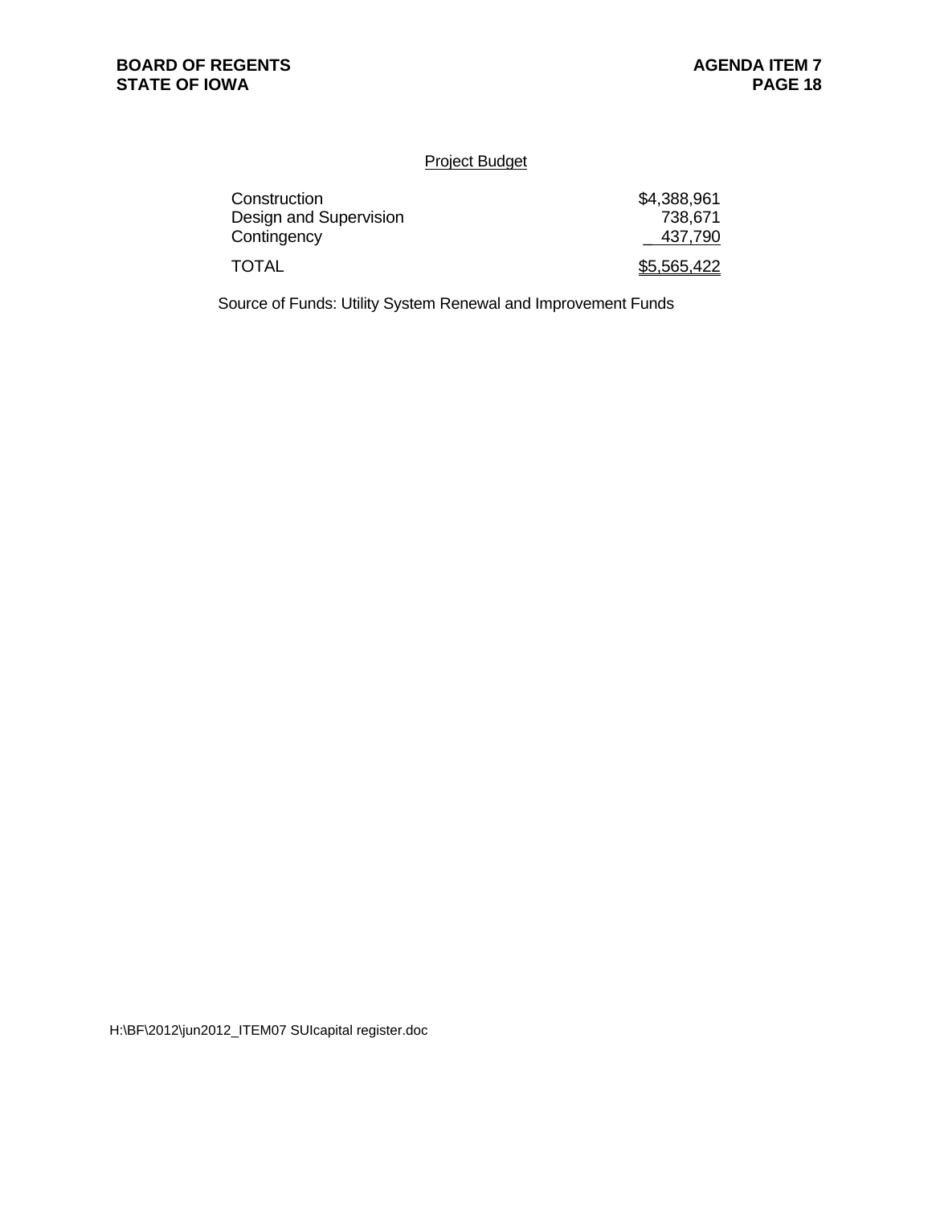Project Budget

| | |
|---|---|
| Construction | $4,388,961 |
| Design and Supervision | 738,671 |
| Contingency | 437,790 |
| TOTAL | $5,565,422 |

Source of Funds: Utility System Renewal and Improvement Funds

H:\BF\2012\jun2012_ITEM07 SUIcapital register.doc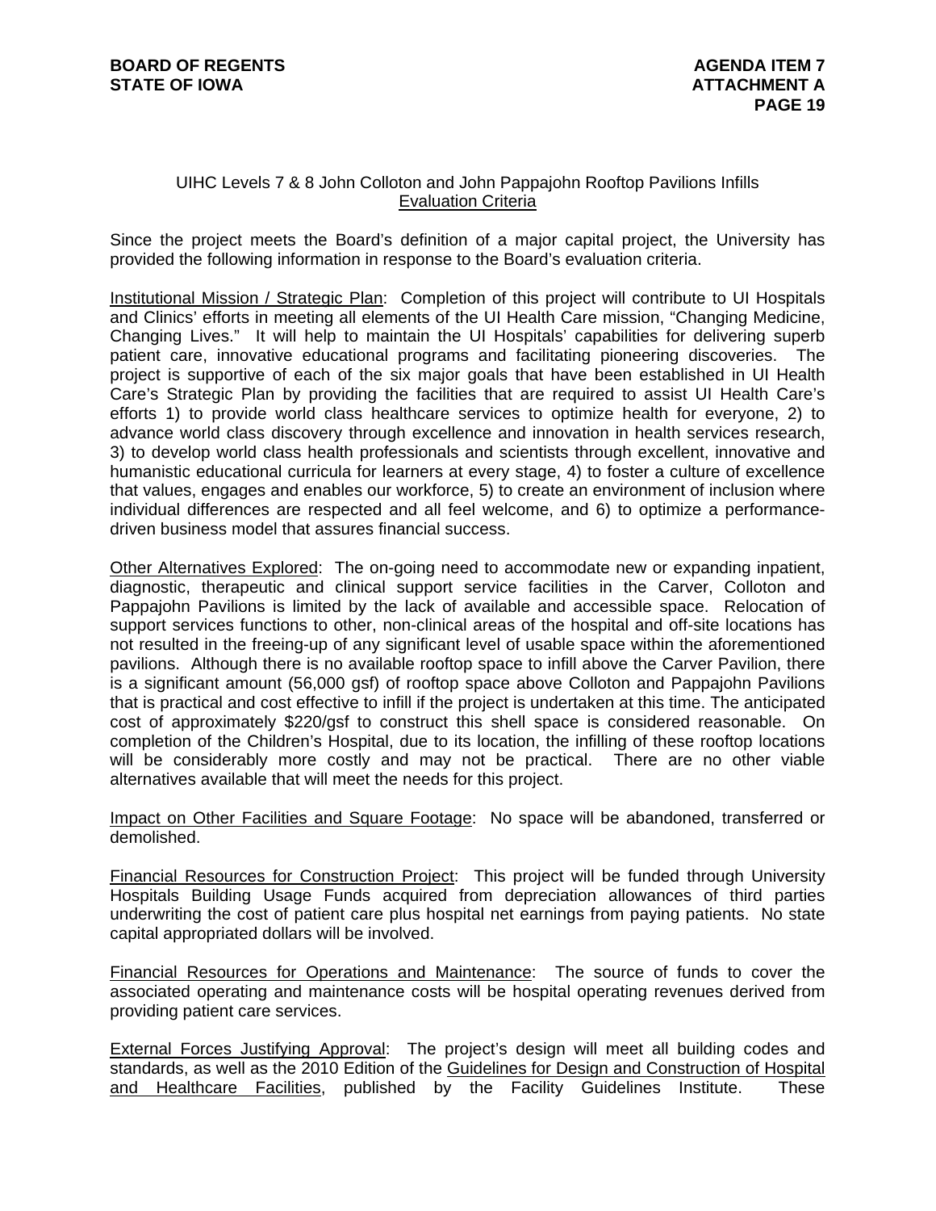UIHC Levels 7 & 8 John Colloton and John Pappajohn Rooftop Pavilions Infills
Evaluation Criteria

Since the project meets the Board's definition of a major capital project, the University has provided the following information in response to the Board's evaluation criteria.

Institutional Mission / Strategic Plan: Completion of this project will contribute to UI Hospitals and Clinics' efforts in meeting all elements of the UI Health Care mission, "Changing Medicine, Changing Lives." It will help to maintain the UI Hospitals' capabilities for delivering superb patient care, innovative educational programs and facilitating pioneering discoveries. The project is supportive of each of the six major goals that have been established in UI Health Care's Strategic Plan by providing the facilities that are required to assist UI Health Care's efforts 1) to provide world class healthcare services to optimize health for everyone, 2) to advance world class discovery through excellence and innovation in health services research, 3) to develop world class health professionals and scientists through excellent, innovative and humanistic educational curricula for learners at every stage, 4) to foster a culture of excellence that values, engages and enables our workforce, 5) to create an environment of inclusion where individual differences are respected and all feel welcome, and 6) to optimize a performance-driven business model that assures financial success.

Other Alternatives Explored: The on-going need to accommodate new or expanding inpatient, diagnostic, therapeutic and clinical support service facilities in the Carver, Colloton and Pappajohn Pavilions is limited by the lack of available and accessible space. Relocation of support services functions to other, non-clinical areas of the hospital and off-site locations has not resulted in the freeing-up of any significant level of usable space within the aforementioned pavilions. Although there is no available rooftop space to infill above the Carver Pavilion, there is a significant amount (56,000 gsf) of rooftop space above Colloton and Pappajohn Pavilions that is practical and cost effective to infill if the project is undertaken at this time. The anticipated cost of approximately $220/gsf to construct this shell space is considered reasonable. On completion of the Children's Hospital, due to its location, the infilling of these rooftop locations will be considerably more costly and may not be practical. There are no other viable alternatives available that will meet the needs for this project.

Impact on Other Facilities and Square Footage: No space will be abandoned, transferred or demolished.

Financial Resources for Construction Project: This project will be funded through University Hospitals Building Usage Funds acquired from depreciation allowances of third parties underwriting the cost of patient care plus hospital net earnings from paying patients. No state capital appropriated dollars will be involved.

Financial Resources for Operations and Maintenance: The source of funds to cover the associated operating and maintenance costs will be hospital operating revenues derived from providing patient care services.

External Forces Justifying Approval: The project's design will meet all building codes and standards, as well as the 2010 Edition of the Guidelines for Design and Construction of Hospital and Healthcare Facilities, published by the Facility Guidelines Institute. These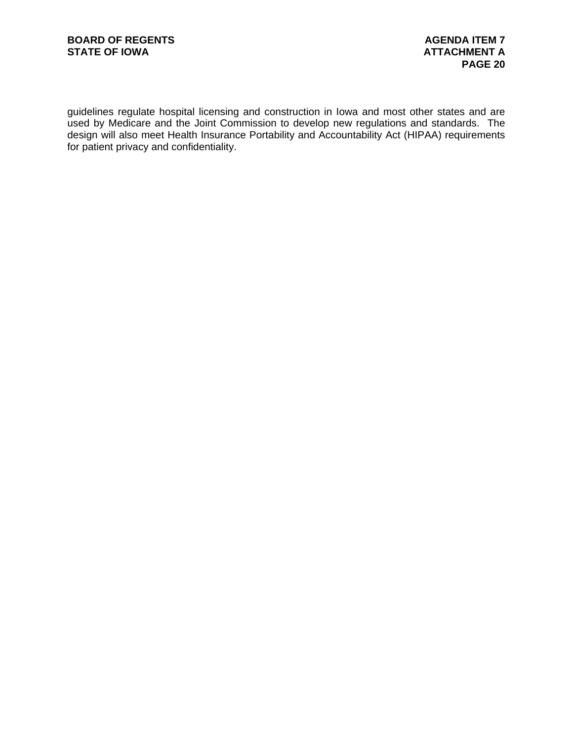guidelines regulate hospital licensing and construction in Iowa and most other states and are used by Medicare and the Joint Commission to develop new regulations and standards. The design will also meet Health Insurance Portability and Accountability Act (HIPAA) requirements for patient privacy and confidentiality.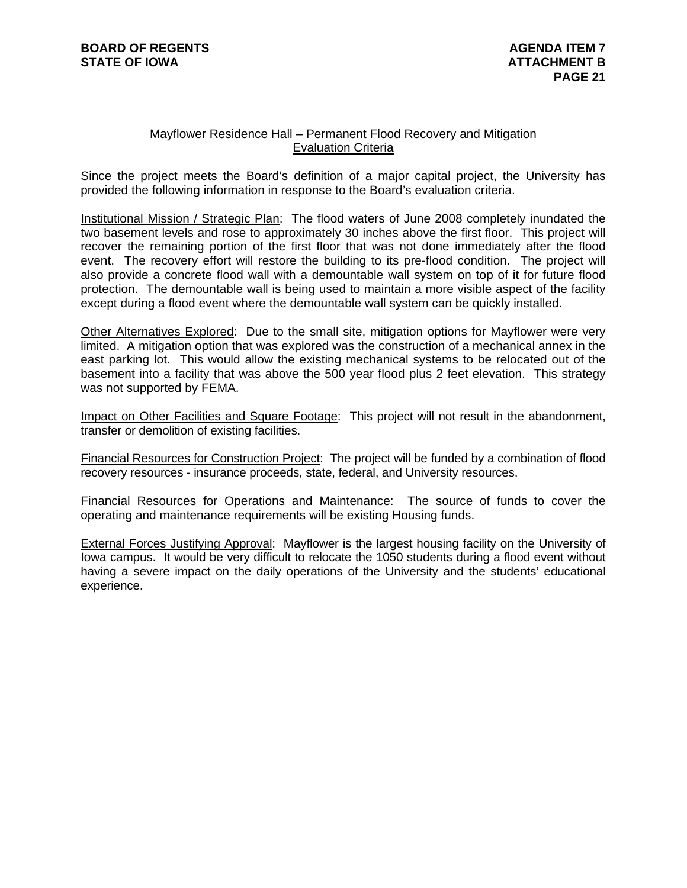## Mayflower Residence Hall – Permanent Flood Recovery and Mitigation

### Evaluation Criteria

Since the project meets the Board's definition of a major capital project, the University has provided the following information in response to the Board's evaluation criteria.

Institutional Mission / Strategic Plan: The flood waters of June 2008 completely inundated the two basement levels and rose to approximately 30 inches above the first floor. This project will recover the remaining portion of the first floor that was not done immediately after the flood event. The recovery effort will restore the building to its pre-flood condition. The project will also provide a concrete flood wall with a demountable wall system on top of it for future flood protection. The demountable wall is being used to maintain a more visible aspect of the facility except during a flood event where the demountable wall system can be quickly installed.

Other Alternatives Explored: Due to the small site, mitigation options for Mayflower were very limited. A mitigation option that was explored was the construction of a mechanical annex in the east parking lot. This would allow the existing mechanical systems to be relocated out of the basement into a facility that was above the 500 year flood plus 2 feet elevation. This strategy was not supported by FEMA.

Impact on Other Facilities and Square Footage: This project will not result in the abandonment, transfer or demolition of existing facilities.

Financial Resources for Construction Project: The project will be funded by a combination of flood recovery resources - insurance proceeds, state, federal, and University resources.

Financial Resources for Operations and Maintenance: The source of funds to cover the operating and maintenance requirements will be existing Housing funds.

External Forces Justifying Approval: Mayflower is the largest housing facility on the University of Iowa campus. It would be very difficult to relocate the 1050 students during a flood event without having a severe impact on the daily operations of the University and the students' educational experience.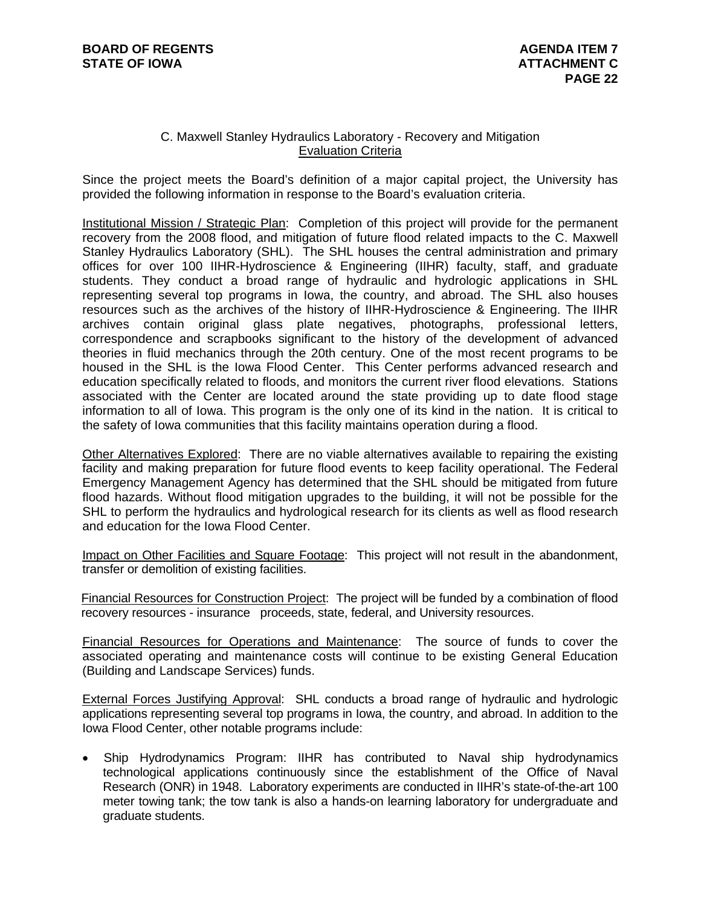## C. Maxwell Stanley Hydraulics Laboratory - Recovery and Mitigation
## Evaluation Criteria

Since the project meets the Board's definition of a major capital project, the University has provided the following information in response to the Board's evaluation criteria.

Institutional Mission / Strategic Plan: Completion of this project will provide for the permanent recovery from the 2008 flood, and mitigation of future flood related impacts to the C. Maxwell Stanley Hydraulics Laboratory (SHL). The SHL houses the central administration and primary offices for over 100 IIHR-Hydroscience & Engineering (IIHR) faculty, staff, and graduate students. They conduct a broad range of hydraulic and hydrologic applications in SHL representing several top programs in Iowa, the country, and abroad. The SHL also houses resources such as the archives of the history of IIHR-Hydroscience & Engineering. The IIHR archives contain original glass plate negatives, photographs, professional letters, correspondence and scrapbooks significant to the history of the development of advanced theories in fluid mechanics through the 20th century. One of the most recent programs to be housed in the SHL is the Iowa Flood Center. This Center performs advanced research and education specifically related to floods, and monitors the current river flood elevations. Stations associated with the Center are located around the state providing up to date flood stage information to all of Iowa. This program is the only one of its kind in the nation. It is critical to the safety of Iowa communities that this facility maintains operation during a flood.

Other Alternatives Explored: There are no viable alternatives available to repairing the existing facility and making preparation for future flood events to keep facility operational. The Federal Emergency Management Agency has determined that the SHL should be mitigated from future flood hazards. Without flood mitigation upgrades to the building, it will not be possible for the SHL to perform the hydraulics and hydrological research for its clients as well as flood research and education for the Iowa Flood Center.

Impact on Other Facilities and Square Footage: This project will not result in the abandonment, transfer or demolition of existing facilities.

Financial Resources for Construction Project: The project will be funded by a combination of flood recovery resources - insurance proceeds, state, federal, and University resources.

Financial Resources for Operations and Maintenance: The source of funds to cover the associated operating and maintenance costs will continue to be existing General Education (Building and Landscape Services) funds.

External Forces Justifying Approval: SHL conducts a broad range of hydraulic and hydrologic applications representing several top programs in Iowa, the country, and abroad. In addition to the Iowa Flood Center, other notable programs include:

- Ship Hydrodynamics Program: IIHR has contributed to Naval ship hydrodynamics technological applications continuously since the establishment of the Office of Naval Research (ONR) in 1948. Laboratory experiments are conducted in IIHR's state-of-the-art 100 meter towing tank; the tow tank is also a hands-on learning laboratory for undergraduate and graduate students.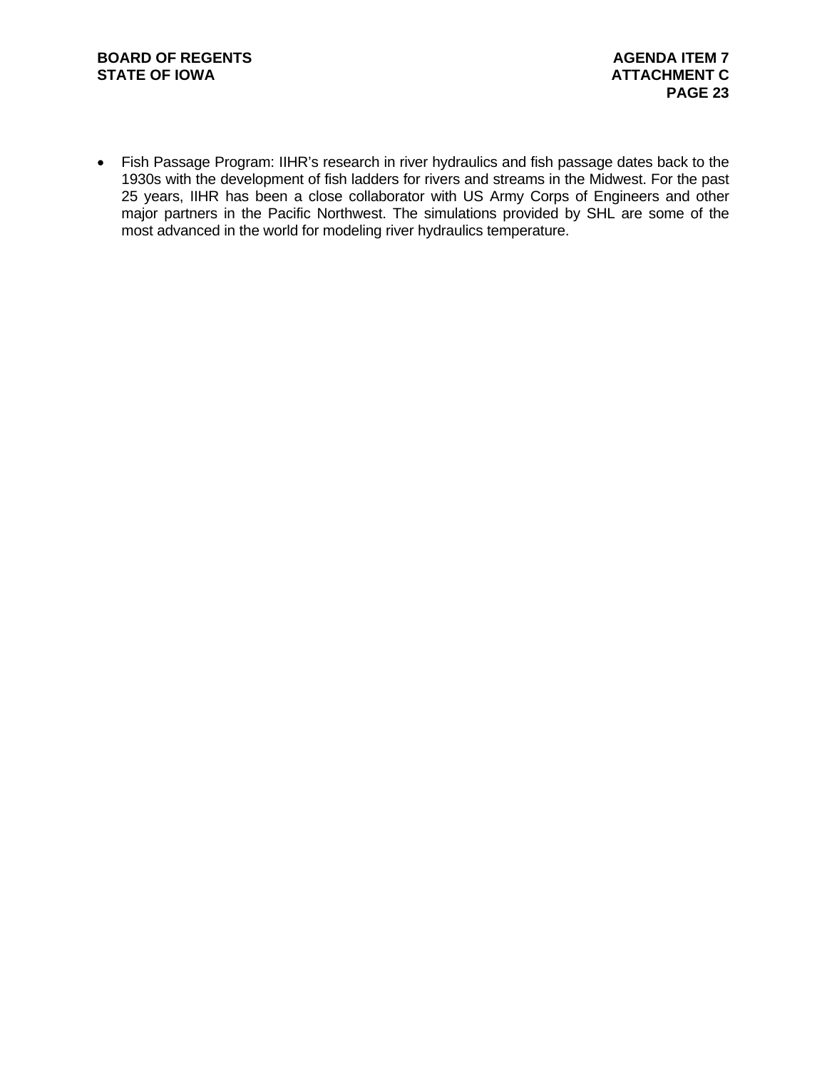- Fish Passage Program: IIHR's research in river hydraulics and fish passage dates back to the 1930s with the development of fish ladders for rivers and streams in the Midwest. For the past 25 years, IIHR has been a close collaborator with US Army Corps of Engineers and other major partners in the Pacific Northwest. The simulations provided by SHL are some of the most advanced in the world for modeling river hydraulics temperature.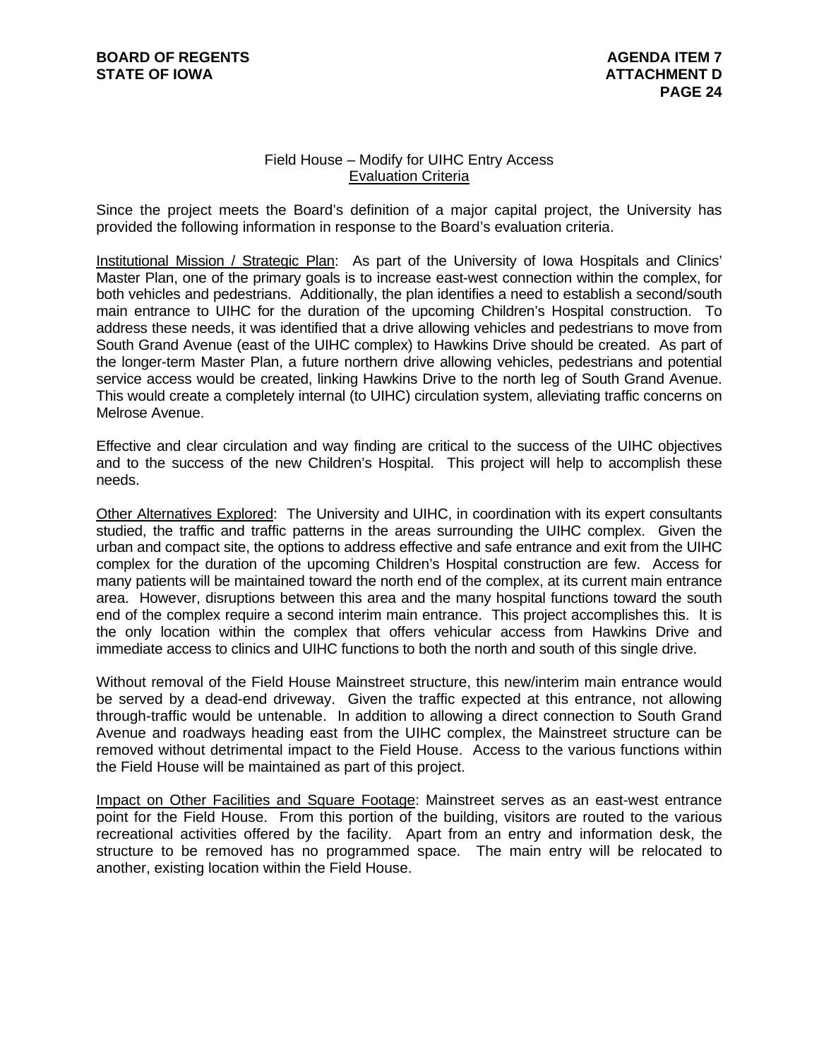## Field House – Modify for UIHC Entry Access

### Evaluation Criteria

Since the project meets the Board's definition of a major capital project, the University has provided the following information in response to the Board's evaluation criteria.

Institutional Mission / Strategic Plan: As part of the University of Iowa Hospitals and Clinics' Master Plan, one of the primary goals is to increase east-west connection within the complex, for both vehicles and pedestrians. Additionally, the plan identifies a need to establish a second/south main entrance to UIHC for the duration of the upcoming Children's Hospital construction. To address these needs, it was identified that a drive allowing vehicles and pedestrians to move from South Grand Avenue (east of the UIHC complex) to Hawkins Drive should be created. As part of the longer-term Master Plan, a future northern drive allowing vehicles, pedestrians and potential service access would be created, linking Hawkins Drive to the north leg of South Grand Avenue. This would create a completely internal (to UIHC) circulation system, alleviating traffic concerns on Melrose Avenue.

Effective and clear circulation and way finding are critical to the success of the UIHC objectives and to the success of the new Children's Hospital. This project will help to accomplish these needs.

Other Alternatives Explored: The University and UIHC, in coordination with its expert consultants studied, the traffic and traffic patterns in the areas surrounding the UIHC complex. Given the urban and compact site, the options to address effective and safe entrance and exit from the UIHC complex for the duration of the upcoming Children's Hospital construction are few. Access for many patients will be maintained toward the north end of the complex, at its current main entrance area. However, disruptions between this area and the many hospital functions toward the south end of the complex require a second interim main entrance. This project accomplishes this. It is the only location within the complex that offers vehicular access from Hawkins Drive and immediate access to clinics and UIHC functions to both the north and south of this single drive.

Without removal of the Field House Mainstreet structure, this new/interim main entrance would be served by a dead-end driveway. Given the traffic expected at this entrance, not allowing through-traffic would be untenable. In addition to allowing a direct connection to South Grand Avenue and roadways heading east from the UIHC complex, the Mainstreet structure can be removed without detrimental impact to the Field House. Access to the various functions within the Field House will be maintained as part of this project.

Impact on Other Facilities and Square Footage: Mainstreet serves as an east-west entrance point for the Field House. From this portion of the building, visitors are routed to the various recreational activities offered by the facility. Apart from an entry and information desk, the structure to be removed has no programmed space. The main entry will be relocated to another, existing location within the Field House.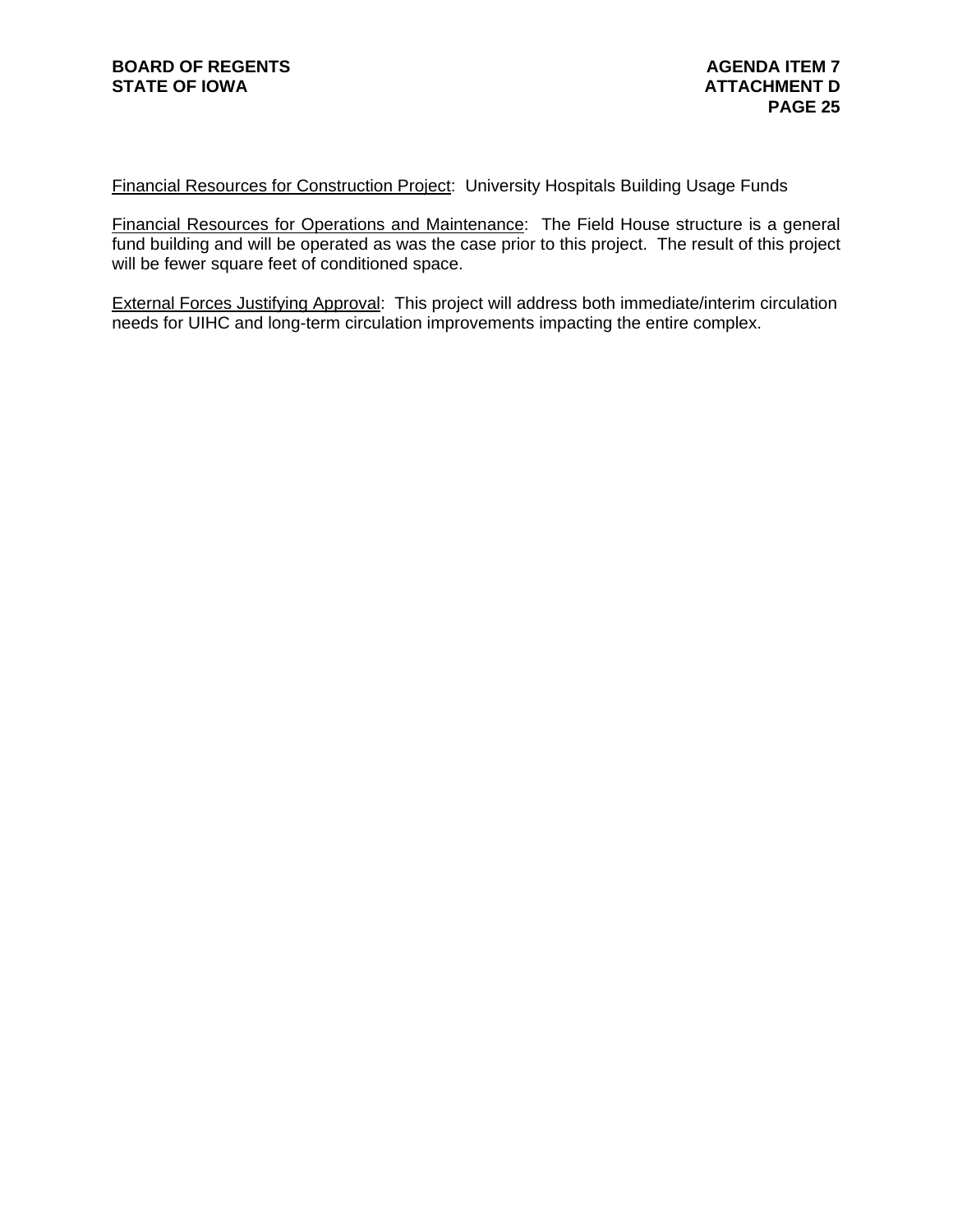<u>Financial Resources for Construction Project</u>: University Hospitals Building Usage Funds

<u>Financial Resources for Operations and Maintenance</u>: The Field House structure is a general fund building and will be operated as was the case prior to this project. The result of this project will be fewer square feet of conditioned space.

<u>External Forces Justifying Approval</u>: This project will address both immediate/interim circulation needs for UIHC and long-term circulation improvements impacting the entire complex.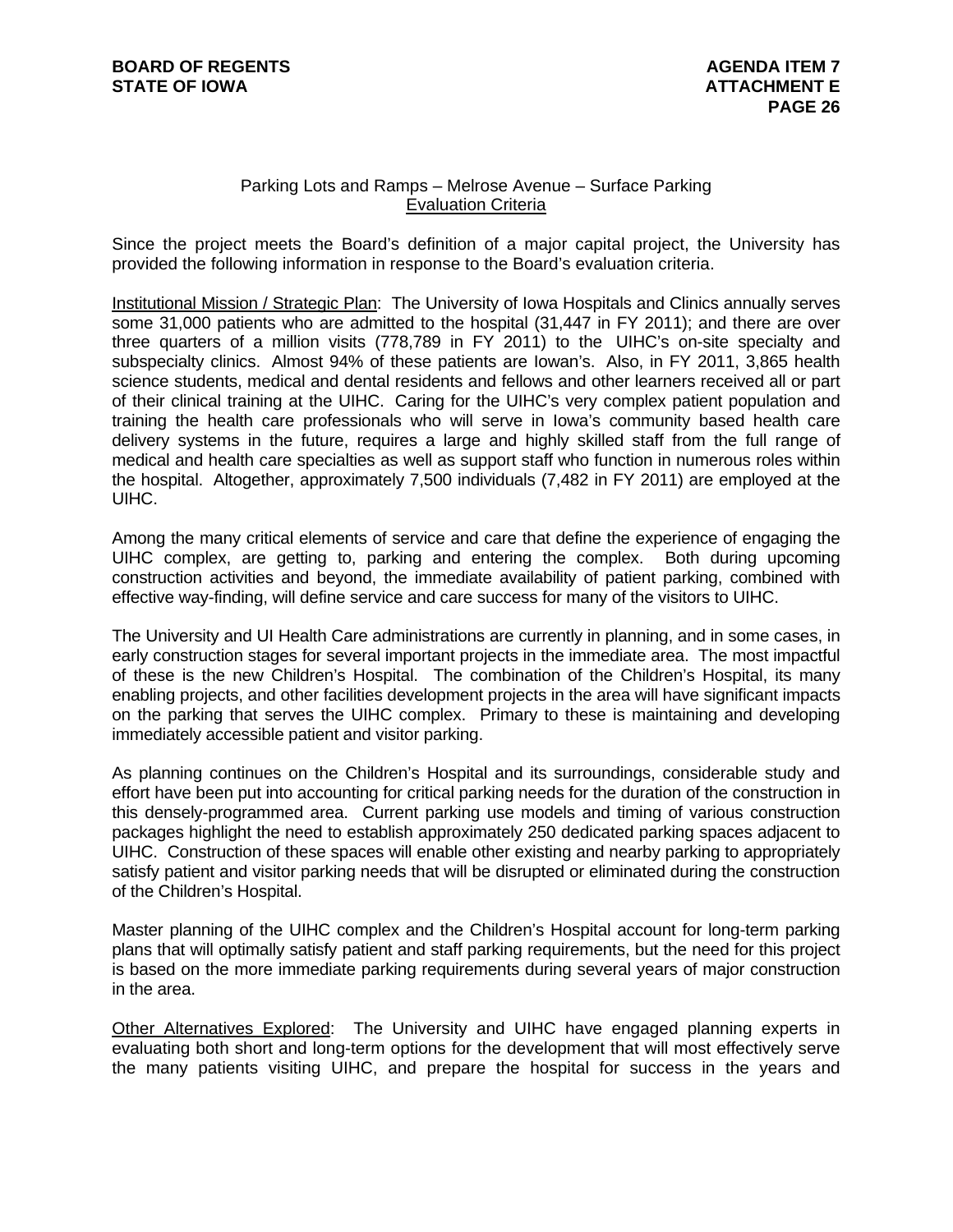## Parking Lots and Ramps – Melrose Avenue – Surface Parking
<u>Evaluation Criteria</u>

Since the project meets the Board's definition of a major capital project, the University has provided the following information in response to the Board's evaluation criteria.

<u>Institutional Mission / Strategic Plan</u>: The University of Iowa Hospitals and Clinics annually serves some 31,000 patients who are admitted to the hospital (31,447 in FY 2011); and there are over three quarters of a million visits (778,789 in FY 2011) to the UIHC's on-site specialty and subspecialty clinics. Almost 94% of these patients are Iowan's. Also, in FY 2011, 3,865 health science students, medical and dental residents and fellows and other learners received all or part of their clinical training at the UIHC. Caring for the UIHC's very complex patient population and training the health care professionals who will serve in Iowa's community based health care delivery systems in the future, requires a large and highly skilled staff from the full range of medical and health care specialties as well as support staff who function in numerous roles within the hospital. Altogether, approximately 7,500 individuals (7,482 in FY 2011) are employed at the UIHC.

Among the many critical elements of service and care that define the experience of engaging the UIHC complex, are getting to, parking and entering the complex. Both during upcoming construction activities and beyond, the immediate availability of patient parking, combined with effective way-finding, will define service and care success for many of the visitors to UIHC.

The University and UI Health Care administrations are currently in planning, and in some cases, in early construction stages for several important projects in the immediate area. The most impactful of these is the new Children's Hospital. The combination of the Children's Hospital, its many enabling projects, and other facilities development projects in the area will have significant impacts on the parking that serves the UIHC complex. Primary to these is maintaining and developing immediately accessible patient and visitor parking.

As planning continues on the Children's Hospital and its surroundings, considerable study and effort have been put into accounting for critical parking needs for the duration of the construction in this densely-programmed area. Current parking use models and timing of various construction packages highlight the need to establish approximately 250 dedicated parking spaces adjacent to UIHC. Construction of these spaces will enable other existing and nearby parking to appropriately satisfy patient and visitor parking needs that will be disrupted or eliminated during the construction of the Children's Hospital.

Master planning of the UIHC complex and the Children's Hospital account for long-term parking plans that will optimally satisfy patient and staff parking requirements, but the need for this project is based on the more immediate parking requirements during several years of major construction in the area.

<u>Other Alternatives Explored</u>: The University and UIHC have engaged planning experts in evaluating both short and long-term options for the development that will most effectively serve the many patients visiting UIHC, and prepare the hospital for success in the years and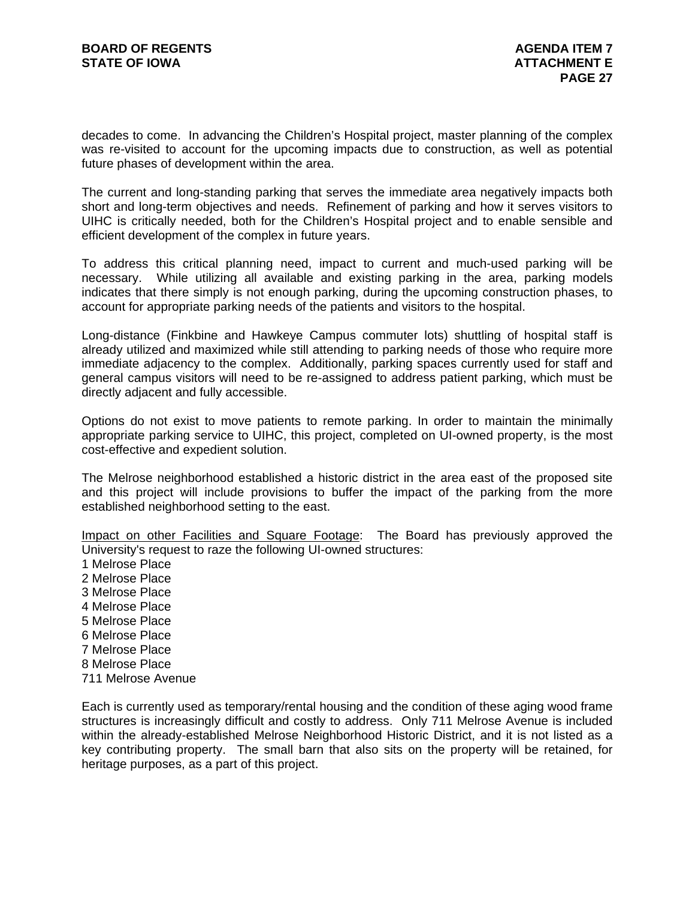decades to come. In advancing the Children's Hospital project, master planning of the complex was re-visited to account for the upcoming impacts due to construction, as well as potential future phases of development within the area.

The current and long-standing parking that serves the immediate area negatively impacts both short and long-term objectives and needs. Refinement of parking and how it serves visitors to UIHC is critically needed, both for the Children's Hospital project and to enable sensible and efficient development of the complex in future years.

To address this critical planning need, impact to current and much-used parking will be necessary. While utilizing all available and existing parking in the area, parking models indicates that there simply is not enough parking, during the upcoming construction phases, to account for appropriate parking needs of the patients and visitors to the hospital.

Long-distance (Finkbine and Hawkeye Campus commuter lots) shuttling of hospital staff is already utilized and maximized while still attending to parking needs of those who require more immediate adjacency to the complex. Additionally, parking spaces currently used for staff and general campus visitors will need to be re-assigned to address patient parking, which must be directly adjacent and fully accessible.

Options do not exist to move patients to remote parking. In order to maintain the minimally appropriate parking service to UIHC, this project, completed on UI-owned property, is the most cost-effective and expedient solution.

The Melrose neighborhood established a historic district in the area east of the proposed site and this project will include provisions to buffer the impact of the parking from the more established neighborhood setting to the east.

<u>Impact on other Facilities and Square Footage</u>: The Board has previously approved the University's request to raze the following UI-owned structures:

1 Melrose Place
2 Melrose Place
3 Melrose Place
4 Melrose Place
5 Melrose Place
6 Melrose Place
7 Melrose Place
8 Melrose Place
711 Melrose Avenue

Each is currently used as temporary/rental housing and the condition of these aging wood frame structures is increasingly difficult and costly to address. Only 711 Melrose Avenue is included within the already-established Melrose Neighborhood Historic District, and it is not listed as a key contributing property. The small barn that also sits on the property will be retained, for heritage purposes, as a part of this project.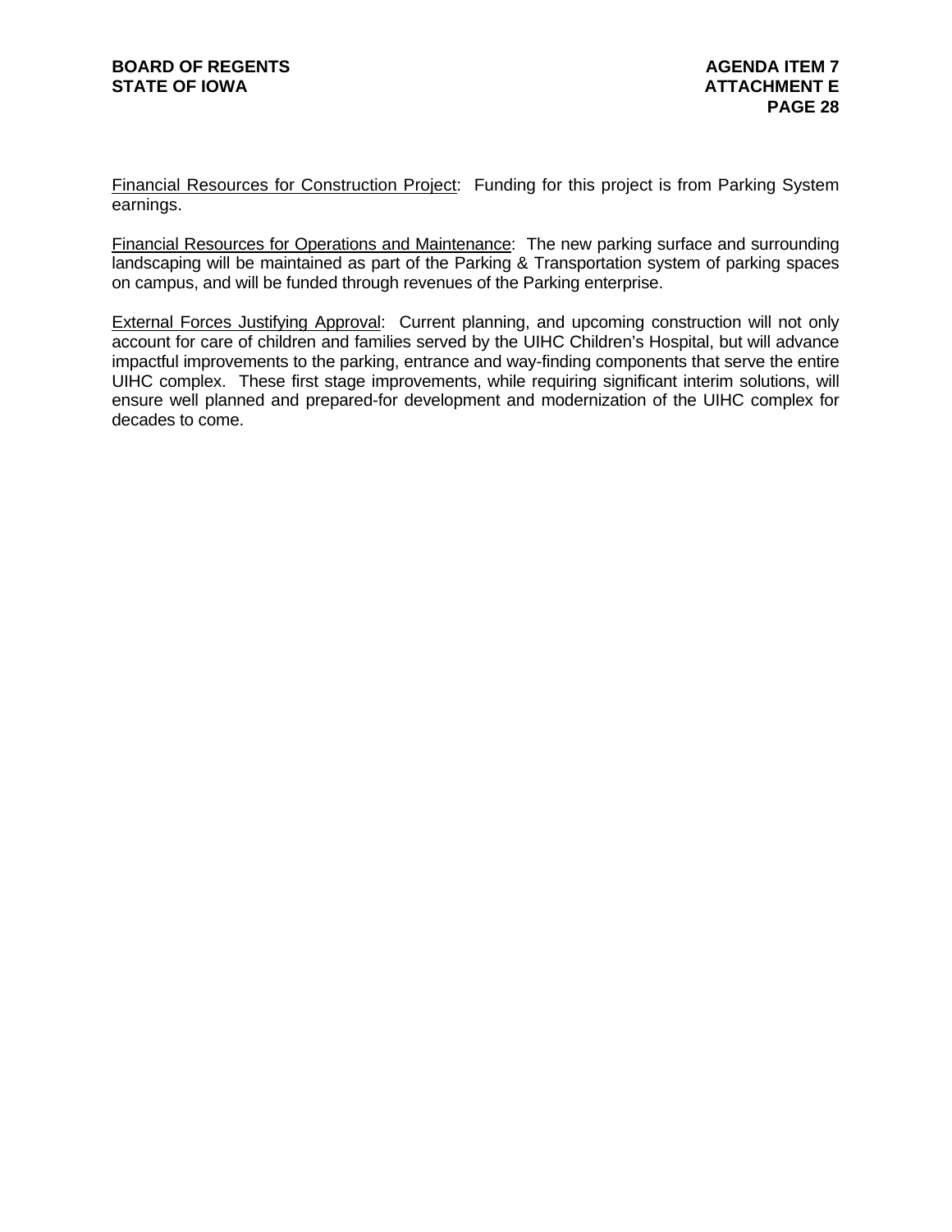<u>Financial Resources for Construction Project</u>: Funding for this project is from Parking System earnings.

<u>Financial Resources for Operations and Maintenance</u>: The new parking surface and surrounding landscaping will be maintained as part of the Parking & Transportation system of parking spaces on campus, and will be funded through revenues of the Parking enterprise.

<u>External Forces Justifying Approval</u>: Current planning, and upcoming construction will not only account for care of children and families served by the UIHC Children's Hospital, but will advance impactful improvements to the parking, entrance and way-finding components that serve the entire UIHC complex. These first stage improvements, while requiring significant interim solutions, will ensure well planned and prepared-for development and modernization of the UIHC complex for decades to come.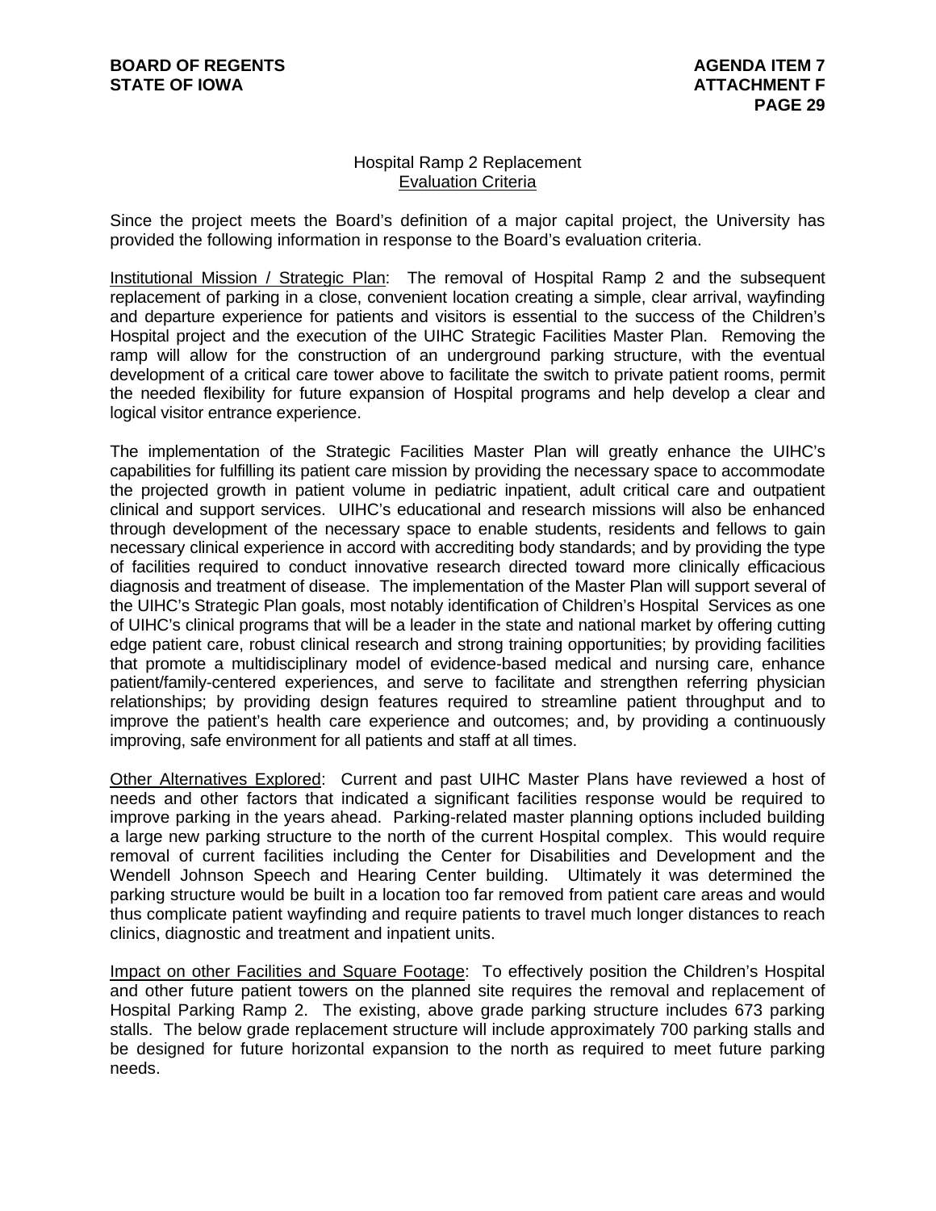## Hospital Ramp 2 Replacement
### Evaluation Criteria

Since the project meets the Board's definition of a major capital project, the University has provided the following information in response to the Board's evaluation criteria.

Institutional Mission / Strategic Plan: The removal of Hospital Ramp 2 and the subsequent replacement of parking in a close, convenient location creating a simple, clear arrival, wayfinding and departure experience for patients and visitors is essential to the success of the Children's Hospital project and the execution of the UIHC Strategic Facilities Master Plan. Removing the ramp will allow for the construction of an underground parking structure, with the eventual development of a critical care tower above to facilitate the switch to private patient rooms, permit the needed flexibility for future expansion of Hospital programs and help develop a clear and logical visitor entrance experience.

The implementation of the Strategic Facilities Master Plan will greatly enhance the UIHC's capabilities for fulfilling its patient care mission by providing the necessary space to accommodate the projected growth in patient volume in pediatric inpatient, adult critical care and outpatient clinical and support services. UIHC's educational and research missions will also be enhanced through development of the necessary space to enable students, residents and fellows to gain necessary clinical experience in accord with accrediting body standards; and by providing the type of facilities required to conduct innovative research directed toward more clinically efficacious diagnosis and treatment of disease. The implementation of the Master Plan will support several of the UIHC's Strategic Plan goals, most notably identification of Children's Hospital Services as one of UIHC's clinical programs that will be a leader in the state and national market by offering cutting edge patient care, robust clinical research and strong training opportunities; by providing facilities that promote a multidisciplinary model of evidence-based medical and nursing care, enhance patient/family-centered experiences, and serve to facilitate and strengthen referring physician relationships; by providing design features required to streamline patient throughput and to improve the patient's health care experience and outcomes; and, by providing a continuously improving, safe environment for all patients and staff at all times.

Other Alternatives Explored: Current and past UIHC Master Plans have reviewed a host of needs and other factors that indicated a significant facilities response would be required to improve parking in the years ahead. Parking-related master planning options included building a large new parking structure to the north of the current Hospital complex. This would require removal of current facilities including the Center for Disabilities and Development and the Wendell Johnson Speech and Hearing Center building. Ultimately it was determined the parking structure would be built in a location too far removed from patient care areas and would thus complicate patient wayfinding and require patients to travel much longer distances to reach clinics, diagnostic and treatment and inpatient units.

Impact on other Facilities and Square Footage: To effectively position the Children's Hospital and other future patient towers on the planned site requires the removal and replacement of Hospital Parking Ramp 2. The existing, above grade parking structure includes 673 parking stalls. The below grade replacement structure will include approximately 700 parking stalls and be designed for future horizontal expansion to the north as required to meet future parking needs.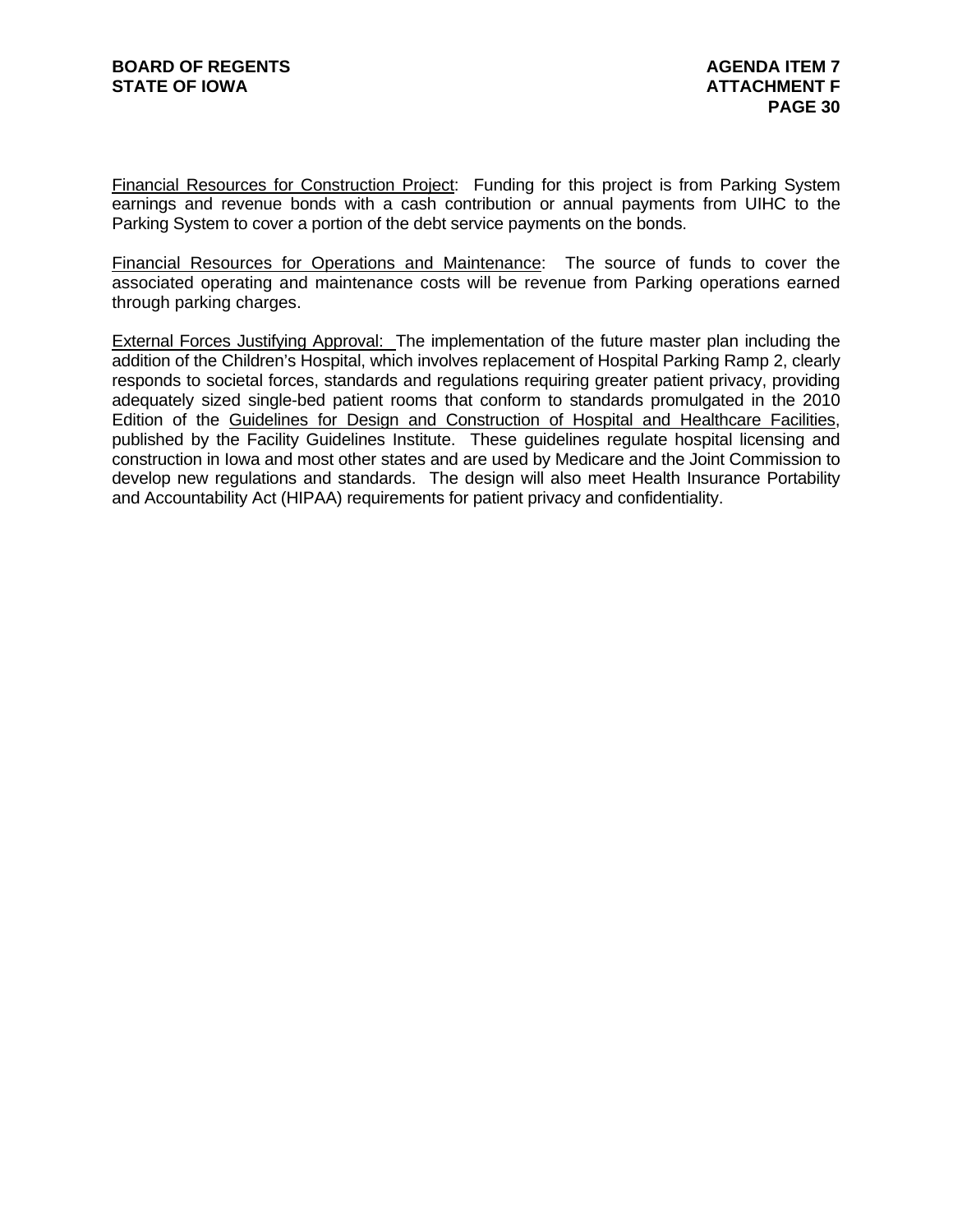Financial Resources for Construction Project: Funding for this project is from Parking System earnings and revenue bonds with a cash contribution or annual payments from UIHC to the Parking System to cover a portion of the debt service payments on the bonds.

Financial Resources for Operations and Maintenance: The source of funds to cover the associated operating and maintenance costs will be revenue from Parking operations earned through parking charges.

External Forces Justifying Approval: The implementation of the future master plan including the addition of the Children's Hospital, which involves replacement of Hospital Parking Ramp 2, clearly responds to societal forces, standards and regulations requiring greater patient privacy, providing adequately sized single-bed patient rooms that conform to standards promulgated in the 2010 Edition of the Guidelines for Design and Construction of Hospital and Healthcare Facilities, published by the Facility Guidelines Institute. These guidelines regulate hospital licensing and construction in Iowa and most other states and are used by Medicare and the Joint Commission to develop new regulations and standards. The design will also meet Health Insurance Portability and Accountability Act (HIPAA) requirements for patient privacy and confidentiality.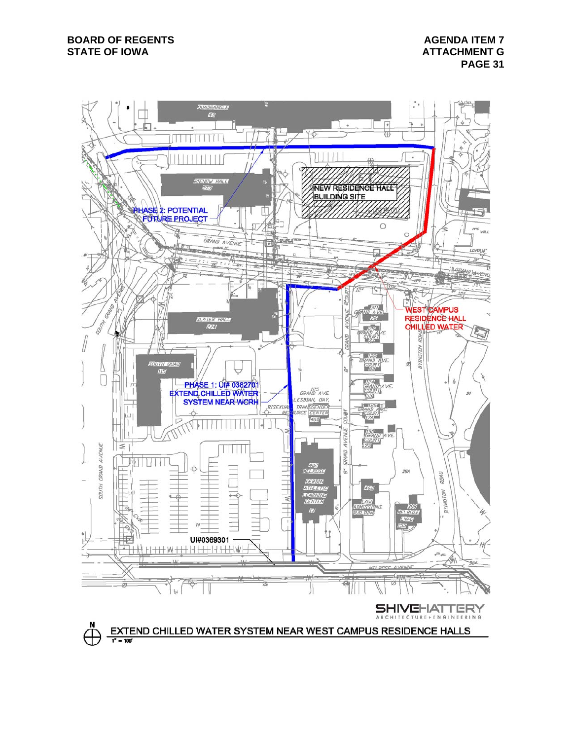NEW RESIDENCE HALL BUILDING SITE

PHASE 2: POTENTIAL FUTURE PROJECT

WEST CAMPUS RESIDENCE HALL CHILLED WATER

PHASE 1: UI# 0382701 EXTEND CHILLED WATER SYSTEM NEAR WCRH

UI#0369301

SHIVEHATTERY ARCHITECTURE+ENGINEERING

EXTEND CHILLED WATER SYSTEM NEAR WEST CAMPUS RESIDENCE HALLS

1" = 100'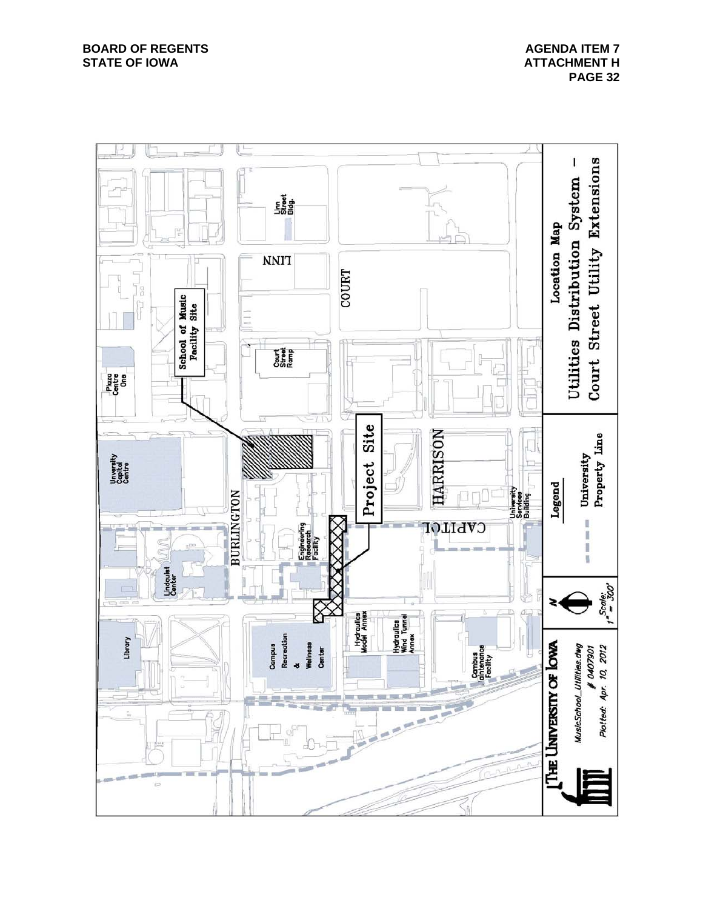Location Map

Utilities Distribution System – Court Street Utility Extensions

Legend

University Property Line

Scale: 1" = 300'

THE UNIVERSITY OF IOWA

MusicSchool_Utilities.dwg

# 0407901

Plotted: Apr. 10, 2012

School of Music Facility Site

Project Site

BURLINGTON

COURT

LINN

HARRISON

CAPITOL

University Capitol Centre

Plaza Centre One

Court Street Ramp

Linn Street Bldg.

Lindquist Center

Engineering Research Facility

University Services Building

Library

Campus Recreation & Wellness Center

Hydraulics Model Annex

Hydraulics Wind Tunnel Annex

Campus Maintenance Facility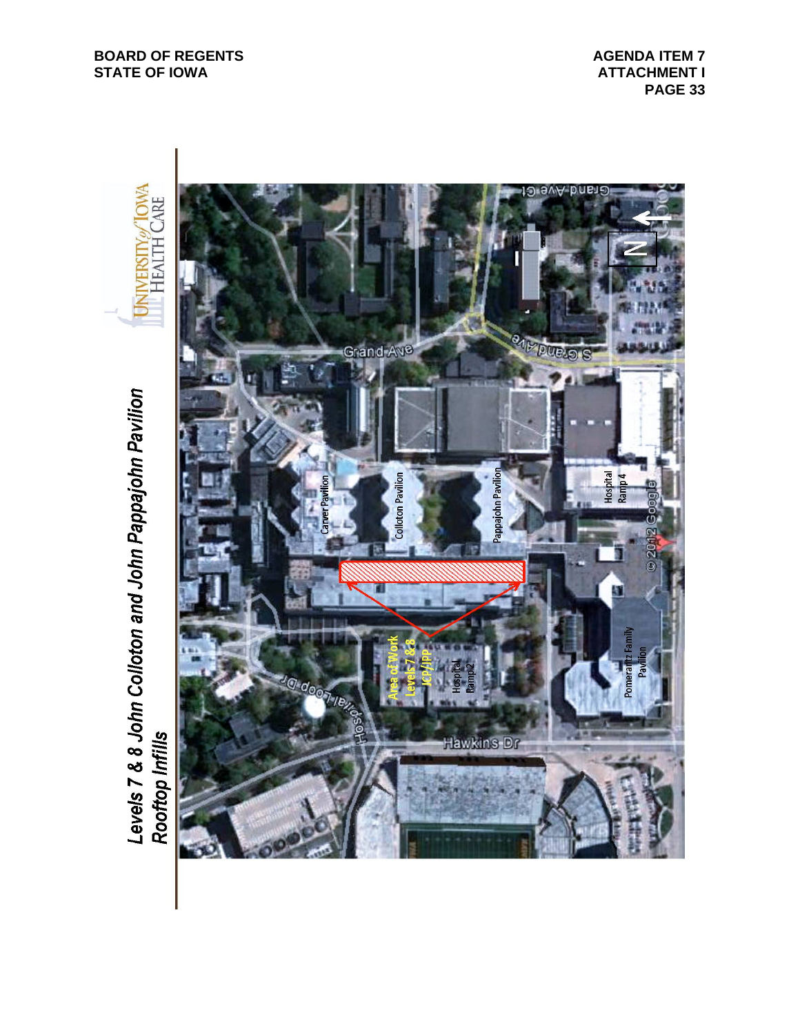## Levels 7 & 8 John Colloton and John Pappajohn Pavilion Rooftop Infills

UNIVERSITY of IOWA HEALTH CARE

Grand Ave Ct

Grand Ave

S Grand Ave

N

Carver Pavilion

Colloton Pavilion

Pappajohn Pavilion

Hospital Ramp 4

© 2012 Google

Area of Work Levels 7 & 8 JCP/JPP

Hospital Ramp 2

Pomerantz Family Pavilion

Hospital Loop Dr

Hawkins Dr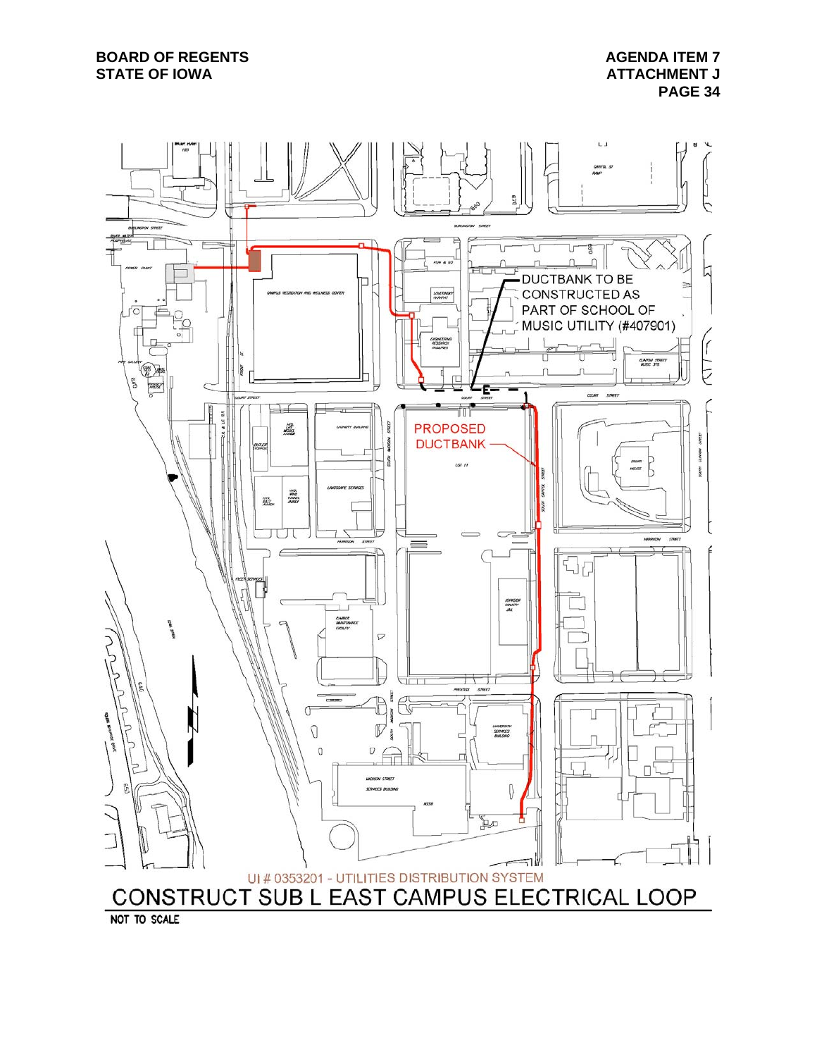DUCTBANK TO BE CONSTRUCTED AS PART OF SCHOOL OF MUSIC UTILITY (#407901)

PROPOSED DUCTBANK

UI # 0353201 - UTILITIES DISTRIBUTION SYSTEM

## CONSTRUCT SUB L EAST CAMPUS ELECTRICAL LOOP

NOT TO SCALE